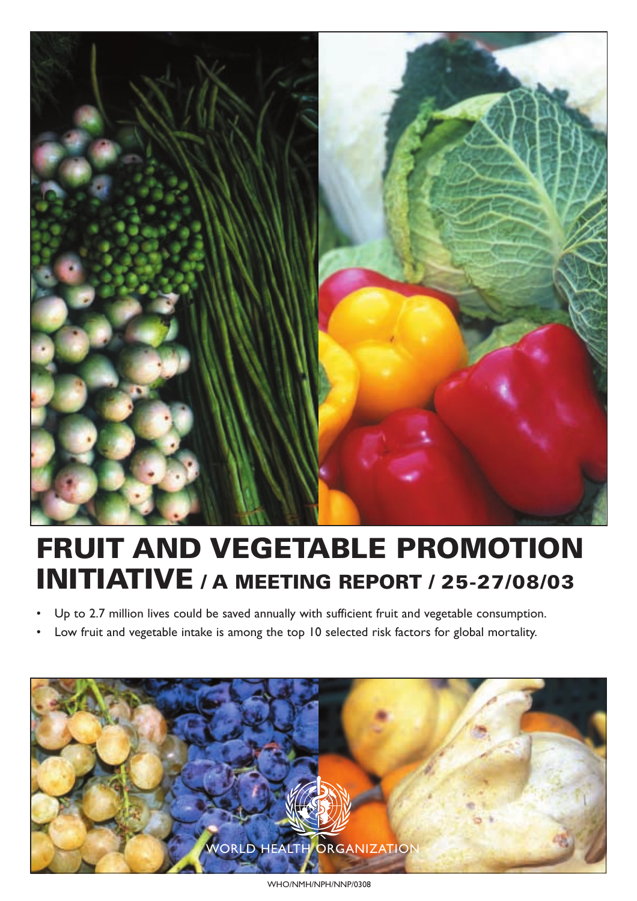# FRUIT AND VEGETABLE PROMOTION INITIATIVE / A MEETING REPORT / 25-27/08/03

- Up to 2.7 million lives could be saved annually with sufficient fruit and vegetable consumption.
- Low fruit and vegetable intake is among the top 10 selected risk factors for global mortality.

WORLD HEALTH ORGANIZATION

WHO/NMH/NPH/NNP/0308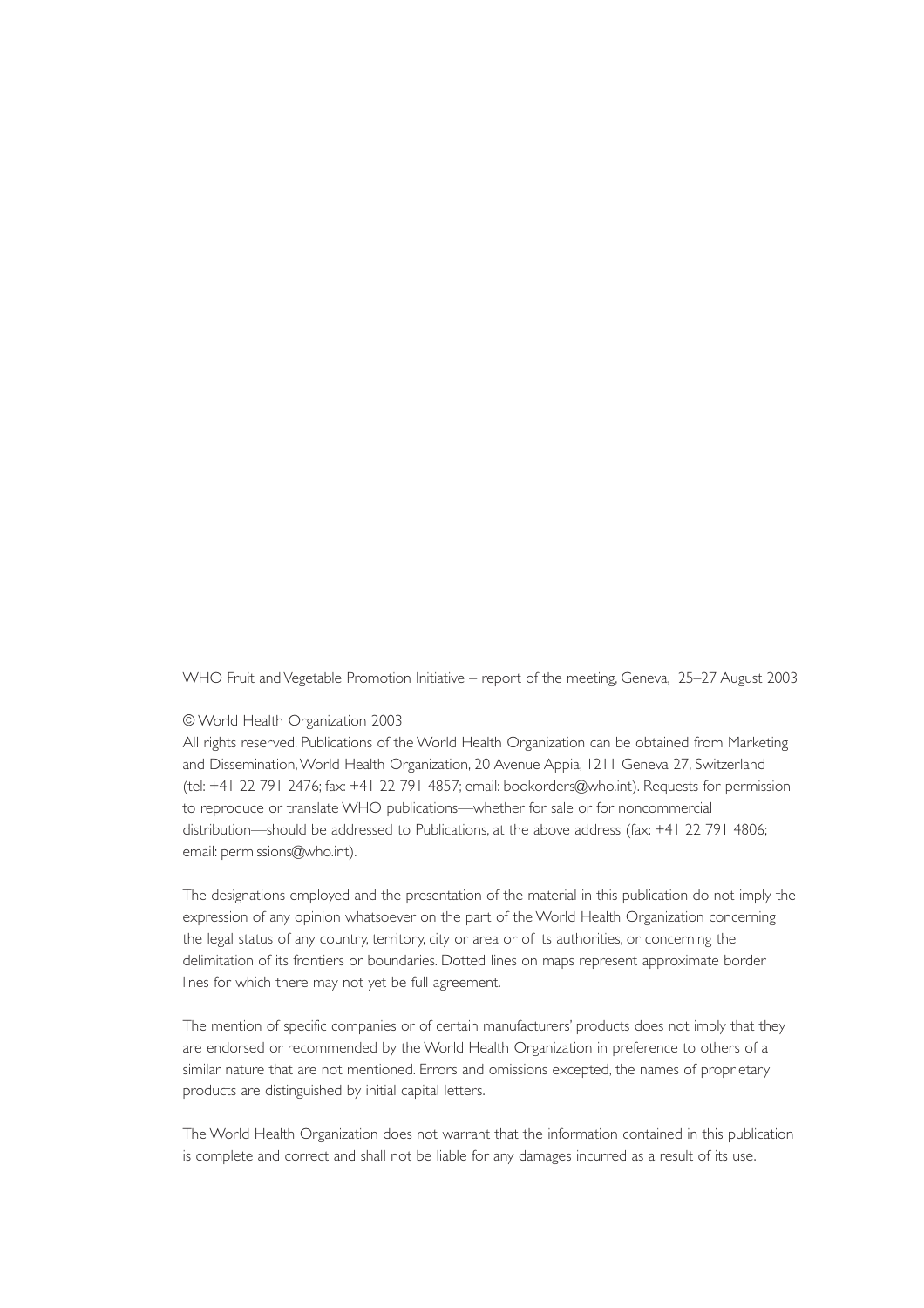WHO Fruit and Vegetable Promotion Initiative – report of the meeting, Geneva, 25–27 August 2003

© World Health Organization 2003

All rights reserved. Publications of the World Health Organization can be obtained from Marketing and Dissemination, World Health Organization, 20 Avenue Appia, 1211 Geneva 27, Switzerland (tel: +41 22 791 2476; fax: +41 22 791 4857; email: bookorders@who.int). Requests for permission to reproduce or translate WHO publications—whether for sale or for noncommercial distribution—should be addressed to Publications, at the above address (fax: +41 22 791 4806; email: permissions@who.int).

The designations employed and the presentation of the material in this publication do not imply the expression of any opinion whatsoever on the part of the World Health Organization concerning the legal status of any country, territory, city or area or of its authorities, or concerning the delimitation of its frontiers or boundaries. Dotted lines on maps represent approximate border lines for which there may not yet be full agreement.

The mention of specific companies or of certain manufacturers' products does not imply that they are endorsed or recommended by the World Health Organization in preference to others of a similar nature that are not mentioned. Errors and omissions excepted, the names of proprietary products are distinguished by initial capital letters.

The World Health Organization does not warrant that the information contained in this publication is complete and correct and shall not be liable for any damages incurred as a result of its use.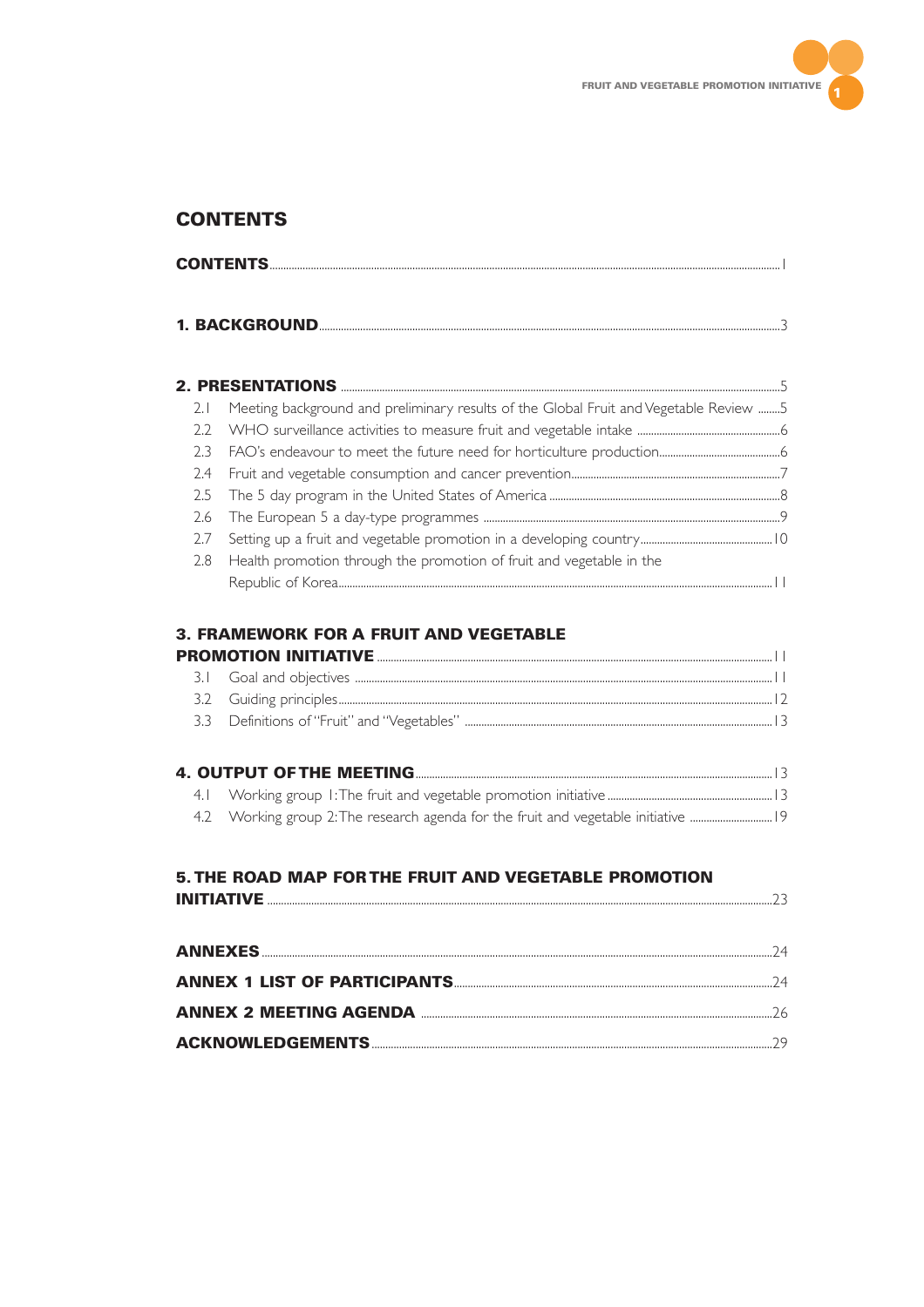# CONTENTS

**CONTENTS** ..... 1

**1. BACKGROUND** ..... 3

**2. PRESENTATIONS** ..... 5

- 2.1 Meeting background and preliminary results of the Global Fruit and Vegetable Review ..... 5
- 2.2 WHO surveillance activities to measure fruit and vegetable intake ..... 6
- 2.3 FAO's endeavour to meet the future need for horticulture production ..... 6
- 2.4 Fruit and vegetable consumption and cancer prevention ..... 7
- 2.5 The 5 day program in the United States of America ..... 8
- 2.6 The European 5 a day-type programmes ..... 9
- 2.7 Setting up a fruit and vegetable promotion in a developing country ..... 10
- 2.8 Health promotion through the promotion of fruit and vegetable in the Republic of Korea ..... 11

**3. FRAMEWORK FOR A FRUIT AND VEGETABLE PROMOTION INITIATIVE** ..... 11

- 3.1 Goal and objectives ..... 11
- 3.2 Guiding principles ..... 12
- 3.3 Definitions of "Fruit" and "Vegetables" ..... 13

**4. OUTPUT OF THE MEETING** ..... 13

- 4.1 Working group 1: The fruit and vegetable promotion initiative ..... 13
- 4.2 Working group 2: The research agenda for the fruit and vegetable initiative ..... 19

**5. THE ROAD MAP FOR THE FRUIT AND VEGETABLE PROMOTION INITIATIVE** ..... 23

**ANNEXES** ..... 24

**ANNEX 1 LIST OF PARTICIPANTS** ..... 24

**ANNEX 2 MEETING AGENDA** ..... 26

**ACKNOWLEDGEMENTS** ..... 29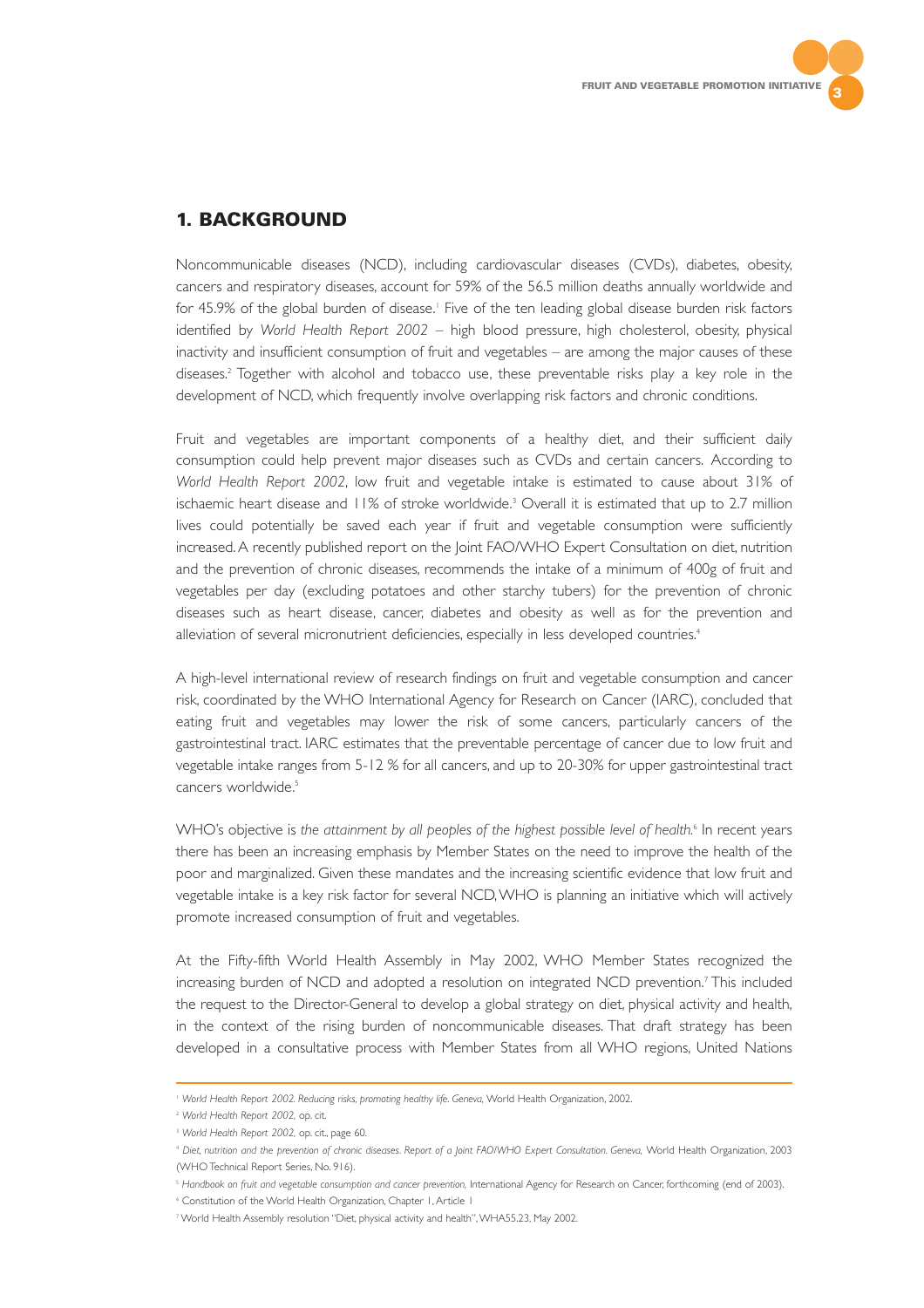## 1. BACKGROUND

Noncommunicable diseases (NCD), including cardiovascular diseases (CVDs), diabetes, obesity, cancers and respiratory diseases, account for 59% of the 56.5 million deaths annually worldwide and for 45.9% of the global burden of disease.[1] Five of the ten leading global disease burden risk factors identified by *World Health Report 2002* – high blood pressure, high cholesterol, obesity, physical inactivity and insufficient consumption of fruit and vegetables – are among the major causes of these diseases.[2] Together with alcohol and tobacco use, these preventable risks play a key role in the development of NCD, which frequently involve overlapping risk factors and chronic conditions.

Fruit and vegetables are important components of a healthy diet, and their sufficient daily consumption could help prevent major diseases such as CVDs and certain cancers. According to *World Health Report 2002*, low fruit and vegetable intake is estimated to cause about 31% of ischaemic heart disease and 11% of stroke worldwide.[3] Overall it is estimated that up to 2.7 million lives could potentially be saved each year if fruit and vegetable consumption were sufficiently increased. A recently published report on the Joint FAO/WHO Expert Consultation on diet, nutrition and the prevention of chronic diseases, recommends the intake of a minimum of 400g of fruit and vegetables per day (excluding potatoes and other starchy tubers) for the prevention of chronic diseases such as heart disease, cancer, diabetes and obesity as well as for the prevention and alleviation of several micronutrient deficiencies, especially in less developed countries.[4]

A high-level international review of research findings on fruit and vegetable consumption and cancer risk, coordinated by the WHO International Agency for Research on Cancer (IARC), concluded that eating fruit and vegetables may lower the risk of some cancers, particularly cancers of the gastrointestinal tract. IARC estimates that the preventable percentage of cancer due to low fruit and vegetable intake ranges from 5-12 % for all cancers, and up to 20-30% for upper gastrointestinal tract cancers worldwide.[5]

WHO's objective is *the attainment by all peoples of the highest possible level of health*.[6] In recent years there has been an increasing emphasis by Member States on the need to improve the health of the poor and marginalized. Given these mandates and the increasing scientific evidence that low fruit and vegetable intake is a key risk factor for several NCD, WHO is planning an initiative which will actively promote increased consumption of fruit and vegetables.

At the Fifty-fifth World Health Assembly in May 2002, WHO Member States recognized the increasing burden of NCD and adopted a resolution on integrated NCD prevention.[7] This included the request to the Director-General to develop a global strategy on diet, physical activity and health, in the context of the rising burden of noncommunicable diseases. That draft strategy has been developed in a consultative process with Member States from all WHO regions, United Nations

---

[1] *World Health Report 2002. Reducing risks, promoting healthy life. Geneva*, World Health Organization, 2002.

[2] *World Health Report 2002,* op. cit.

[3] *World Health Report 2002,* op. cit., page 60.

[4] *Diet, nutrition and the prevention of chronic diseases. Report of a Joint FAO/WHO Expert Consultation. Geneva,* World Health Organization, 2003 (WHO Technical Report Series, No. 916).

[5] *Handbook on fruit and vegetable consumption and cancer prevention,* International Agency for Research on Cancer, forthcoming (end of 2003).

[6] Constitution of the World Health Organization, Chapter 1, Article 1

[7] World Health Assembly resolution "Diet, physical activity and health", WHA55.23, May 2002.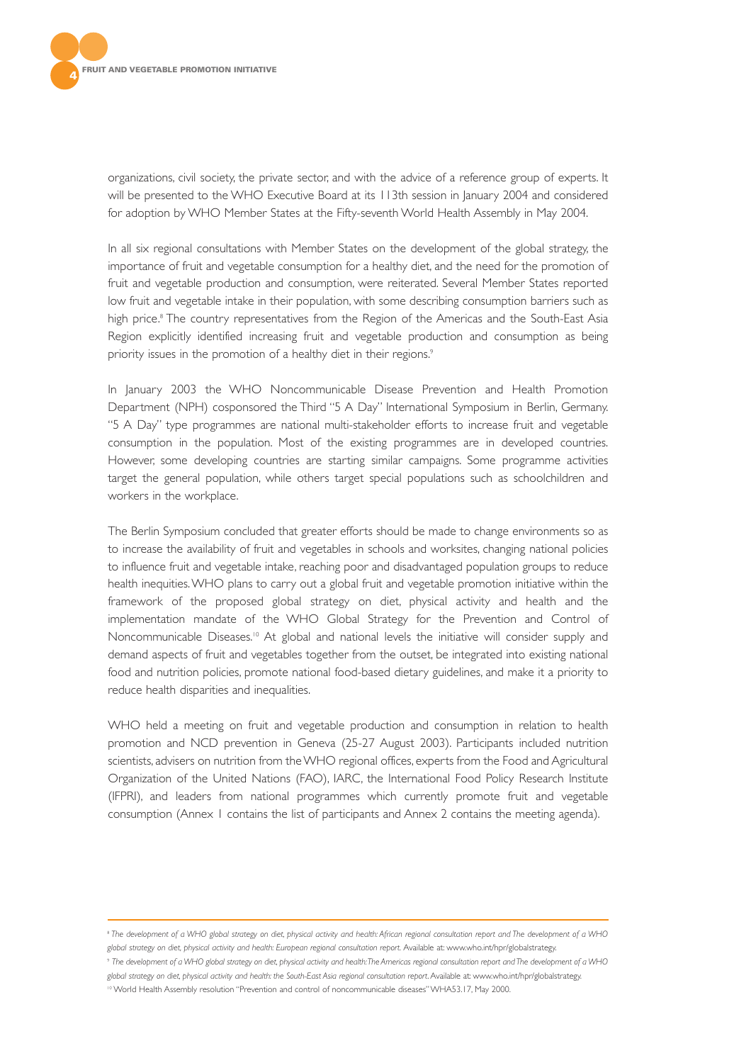organizations, civil society, the private sector, and with the advice of a reference group of experts. It will be presented to the WHO Executive Board at its 113th session in January 2004 and considered for adoption by WHO Member States at the Fifty-seventh World Health Assembly in May 2004.

In all six regional consultations with Member States on the development of the global strategy, the importance of fruit and vegetable consumption for a healthy diet, and the need for the promotion of fruit and vegetable production and consumption, were reiterated. Several Member States reported low fruit and vegetable intake in their population, with some describing consumption barriers such as high price.[8] The country representatives from the Region of the Americas and the South-East Asia Region explicitly identified increasing fruit and vegetable production and consumption as being priority issues in the promotion of a healthy diet in their regions.[9]

In January 2003 the WHO Noncommunicable Disease Prevention and Health Promotion Department (NPH) cosponsored the Third "5 A Day" International Symposium in Berlin, Germany. "5 A Day" type programmes are national multi-stakeholder efforts to increase fruit and vegetable consumption in the population. Most of the existing programmes are in developed countries. However, some developing countries are starting similar campaigns. Some programme activities target the general population, while others target special populations such as schoolchildren and workers in the workplace.

The Berlin Symposium concluded that greater efforts should be made to change environments so as to increase the availability of fruit and vegetables in schools and worksites, changing national policies to influence fruit and vegetable intake, reaching poor and disadvantaged population groups to reduce health inequities. WHO plans to carry out a global fruit and vegetable promotion initiative within the framework of the proposed global strategy on diet, physical activity and health and the implementation mandate of the WHO Global Strategy for the Prevention and Control of Noncommunicable Diseases.[10] At global and national levels the initiative will consider supply and demand aspects of fruit and vegetables together from the outset, be integrated into existing national food and nutrition policies, promote national food-based dietary guidelines, and make it a priority to reduce health disparities and inequalities.

WHO held a meeting on fruit and vegetable production and consumption in relation to health promotion and NCD prevention in Geneva (25-27 August 2003). Participants included nutrition scientists, advisers on nutrition from the WHO regional offices, experts from the Food and Agricultural Organization of the United Nations (FAO), IARC, the International Food Policy Research Institute (IFPRI), and leaders from national programmes which currently promote fruit and vegetable consumption (Annex 1 contains the list of participants and Annex 2 contains the meeting agenda).

---

[8] *The development of a WHO global strategy on diet, physical activity and health: African regional consultation report and The development of a WHO global strategy on diet, physical activity and health: European regional consultation report.* Available at: www.who.int/hpr/globalstrategy.

[9] *The development of a WHO global strategy on diet, physical activity and health: The Americas regional consultation report and The development of a WHO global strategy on diet, physical activity and health: the South-East Asia regional consultation report.* Available at: www.who.int/hpr/globalstrategy.

[10] World Health Assembly resolution "Prevention and control of noncommunicable diseases" WHA53.17, May 2000.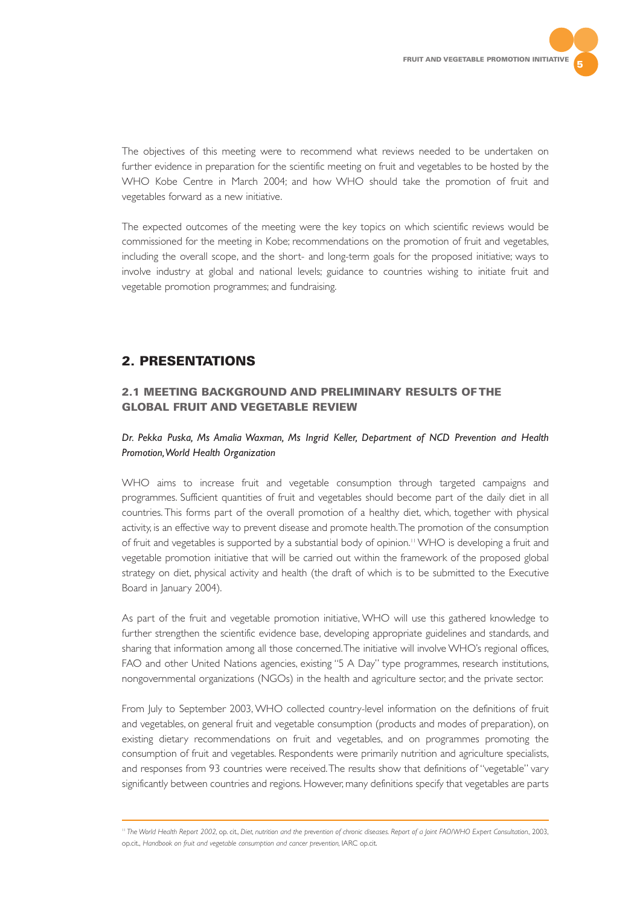The objectives of this meeting were to recommend what reviews needed to be undertaken on further evidence in preparation for the scientific meeting on fruit and vegetables to be hosted by the WHO Kobe Centre in March 2004; and how WHO should take the promotion of fruit and vegetables forward as a new initiative.

The expected outcomes of the meeting were the key topics on which scientific reviews would be commissioned for the meeting in Kobe; recommendations on the promotion of fruit and vegetables, including the overall scope, and the short- and long-term goals for the proposed initiative; ways to involve industry at global and national levels; guidance to countries wishing to initiate fruit and vegetable promotion programmes; and fundraising.

## 2. PRESENTATIONS

### 2.1 MEETING BACKGROUND AND PRELIMINARY RESULTS OF THE GLOBAL FRUIT AND VEGETABLE REVIEW

*Dr. Pekka Puska, Ms Amalia Waxman, Ms Ingrid Keller, Department of NCD Prevention and Health Promotion, World Health Organization*

WHO aims to increase fruit and vegetable consumption through targeted campaigns and programmes. Sufficient quantities of fruit and vegetables should become part of the daily diet in all countries. This forms part of the overall promotion of a healthy diet, which, together with physical activity, is an effective way to prevent disease and promote health. The promotion of the consumption of fruit and vegetables is supported by a substantial body of opinion.[11] WHO is developing a fruit and vegetable promotion initiative that will be carried out within the framework of the proposed global strategy on diet, physical activity and health (the draft of which is to be submitted to the Executive Board in January 2004).

As part of the fruit and vegetable promotion initiative, WHO will use this gathered knowledge to further strengthen the scientific evidence base, developing appropriate guidelines and standards, and sharing that information among all those concerned. The initiative will involve WHO's regional offices, FAO and other United Nations agencies, existing "5 A Day" type programmes, research institutions, nongovernmental organizations (NGOs) in the health and agriculture sector, and the private sector.

From July to September 2003, WHO collected country-level information on the definitions of fruit and vegetables, on general fruit and vegetable consumption (products and modes of preparation), on existing dietary recommendations on fruit and vegetables, and on programmes promoting the consumption of fruit and vegetables. Respondents were primarily nutrition and agriculture specialists, and responses from 93 countries were received. The results show that definitions of "vegetable" vary significantly between countries and regions. However, many definitions specify that vegetables are parts

---

[11] *The World Health Report 2002*, op. cit., *Diet, nutrition and the prevention of chronic diseases. Report of a Joint FAO/WHO Expert Consultation.*, 2003, op.cit., *Handbook on fruit and vegetable consumption and cancer prevention*, IARC op.cit.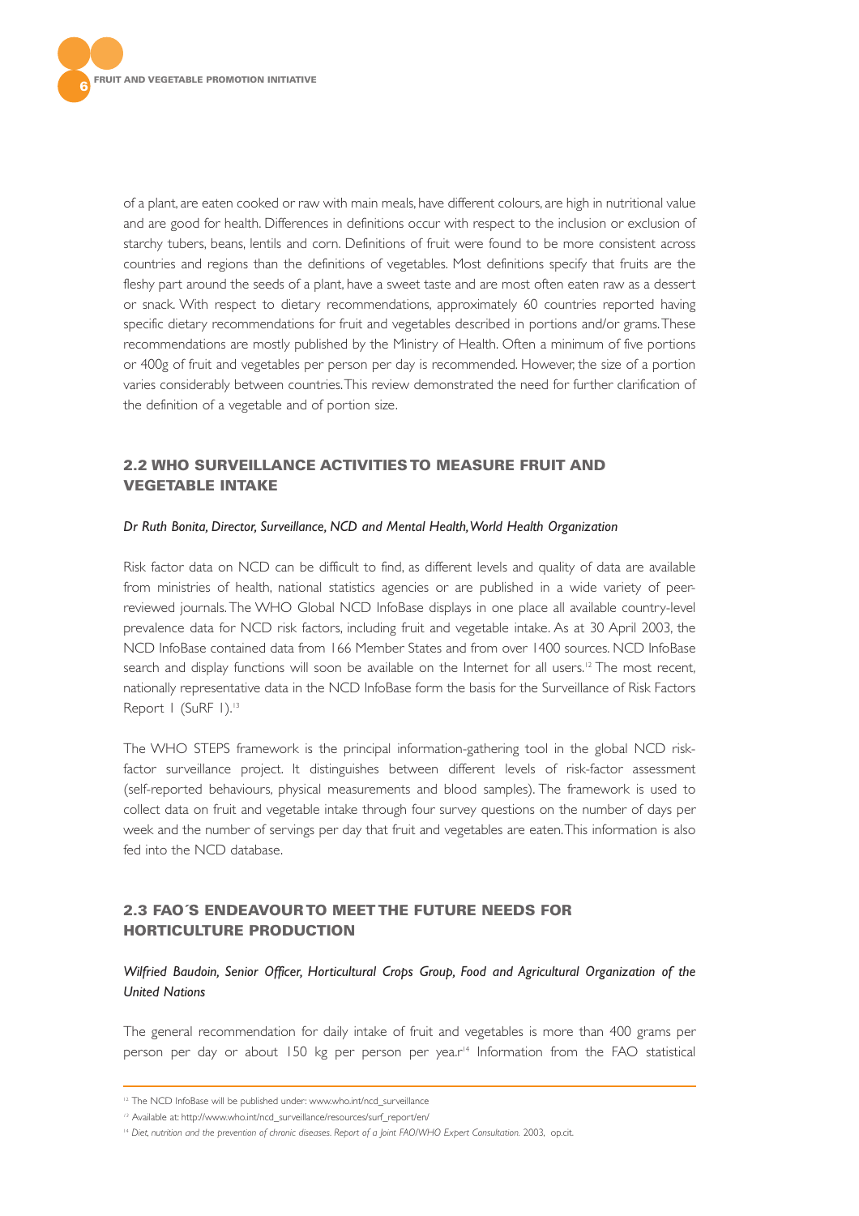of a plant, are eaten cooked or raw with main meals, have different colours, are high in nutritional value and are good for health. Differences in definitions occur with respect to the inclusion or exclusion of starchy tubers, beans, lentils and corn. Definitions of fruit were found to be more consistent across countries and regions than the definitions of vegetables. Most definitions specify that fruits are the fleshy part around the seeds of a plant, have a sweet taste and are most often eaten raw as a dessert or snack. With respect to dietary recommendations, approximately 60 countries reported having specific dietary recommendations for fruit and vegetables described in portions and/or grams. These recommendations are mostly published by the Ministry of Health. Often a minimum of five portions or 400g of fruit and vegetables per person per day is recommended. However, the size of a portion varies considerably between countries. This review demonstrated the need for further clarification of the definition of a vegetable and of portion size.

## 2.2 WHO SURVEILLANCE ACTIVITIES TO MEASURE FRUIT AND VEGETABLE INTAKE

*Dr Ruth Bonita, Director, Surveillance, NCD and Mental Health, World Health Organization*

Risk factor data on NCD can be difficult to find, as different levels and quality of data are available from ministries of health, national statistics agencies or are published in a wide variety of peer-reviewed journals. The WHO Global NCD InfoBase displays in one place all available country-level prevalence data for NCD risk factors, including fruit and vegetable intake. As at 30 April 2003, the NCD InfoBase contained data from 166 Member States and from over 1400 sources. NCD InfoBase search and display functions will soon be available on the Internet for all users.[12] The most recent, nationally representative data in the NCD InfoBase form the basis for the Surveillance of Risk Factors Report 1 (SuRF 1).[13]

The WHO STEPS framework is the principal information-gathering tool in the global NCD risk-factor surveillance project. It distinguishes between different levels of risk-factor assessment (self-reported behaviours, physical measurements and blood samples). The framework is used to collect data on fruit and vegetable intake through four survey questions on the number of days per week and the number of servings per day that fruit and vegetables are eaten. This information is also fed into the NCD database.

## 2.3 FAO´S ENDEAVOUR TO MEET THE FUTURE NEEDS FOR HORTICULTURE PRODUCTION

*Wilfried Baudoin, Senior Officer, Horticultural Crops Group, Food and Agricultural Organization of the United Nations*

The general recommendation for daily intake of fruit and vegetables is more than 400 grams per person per day or about 150 kg per person per year.[14] Information from the FAO statistical

---

[12] The NCD InfoBase will be published under: www.who.int/ncd_surveillance

[13] Available at: http://www.who.int/ncd_surveillance/resources/surf_report/en/

[14] *Diet, nutrition and the prevention of chronic diseases. Report of a Joint FAO/WHO Expert Consultation.* 2003, op.cit.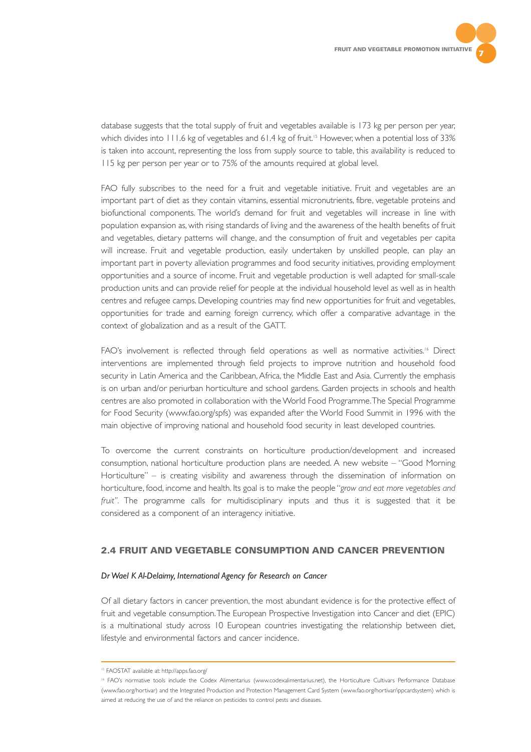database suggests that the total supply of fruit and vegetables available is 173 kg per person per year, which divides into 111.6 kg of vegetables and 61.4 kg of fruit.[15] However, when a potential loss of 33% is taken into account, representing the loss from supply source to table, this availability is reduced to 115 kg per person per year or to 75% of the amounts required at global level.

FAO fully subscribes to the need for a fruit and vegetable initiative. Fruit and vegetables are an important part of diet as they contain vitamins, essential micronutrients, fibre, vegetable proteins and biofunctional components. The world's demand for fruit and vegetables will increase in line with population expansion as, with rising standards of living and the awareness of the health benefits of fruit and vegetables, dietary patterns will change, and the consumption of fruit and vegetables per capita will increase. Fruit and vegetable production, easily undertaken by unskilled people, can play an important part in poverty alleviation programmes and food security initiatives, providing employment opportunities and a source of income. Fruit and vegetable production is well adapted for small-scale production units and can provide relief for people at the individual household level as well as in health centres and refugee camps. Developing countries may find new opportunities for fruit and vegetables, opportunities for trade and earning foreign currency, which offer a comparative advantage in the context of globalization and as a result of the GATT.

FAO's involvement is reflected through field operations as well as normative activities.[16] Direct interventions are implemented through field projects to improve nutrition and household food security in Latin America and the Caribbean, Africa, the Middle East and Asia. Currently the emphasis is on urban and/or periurban horticulture and school gardens. Garden projects in schools and health centres are also promoted in collaboration with the World Food Programme. The Special Programme for Food Security (www.fao.org/spfs) was expanded after the World Food Summit in 1996 with the main objective of improving national and household food security in least developed countries.

To overcome the current constraints on horticulture production/development and increased consumption, national horticulture production plans are needed. A new website – "Good Morning Horticulture" – is creating visibility and awareness through the dissemination of information on horticulture, food, income and health. Its goal is to make the people *"grow and eat more vegetables and fruit"*. The programme calls for multidisciplinary inputs and thus it is suggested that it be considered as a component of an interagency initiative.

## 2.4 FRUIT AND VEGETABLE CONSUMPTION AND CANCER PREVENTION

*Dr Wael K Al-Delaimy, International Agency for Research on Cancer*

Of all dietary factors in cancer prevention, the most abundant evidence is for the protective effect of fruit and vegetable consumption. The European Prospective Investigation into Cancer and diet (EPIC) is a multinational study across 10 European countries investigating the relationship between diet, lifestyle and environmental factors and cancer incidence.

---

[15] FAOSTAT available at: http://apps.fao.org/

[16] FAO's normative tools include the Codex Alimentarius (www.codexalimentarius.net), the Horticulture Cultivars Performance Database (www.fao.org/hortivar) and the Integrated Production and Protection Management Card System (www.fao.org/hortivar/ippcardsystem) which is aimed at reducing the use of and the reliance on pesticides to control pests and diseases.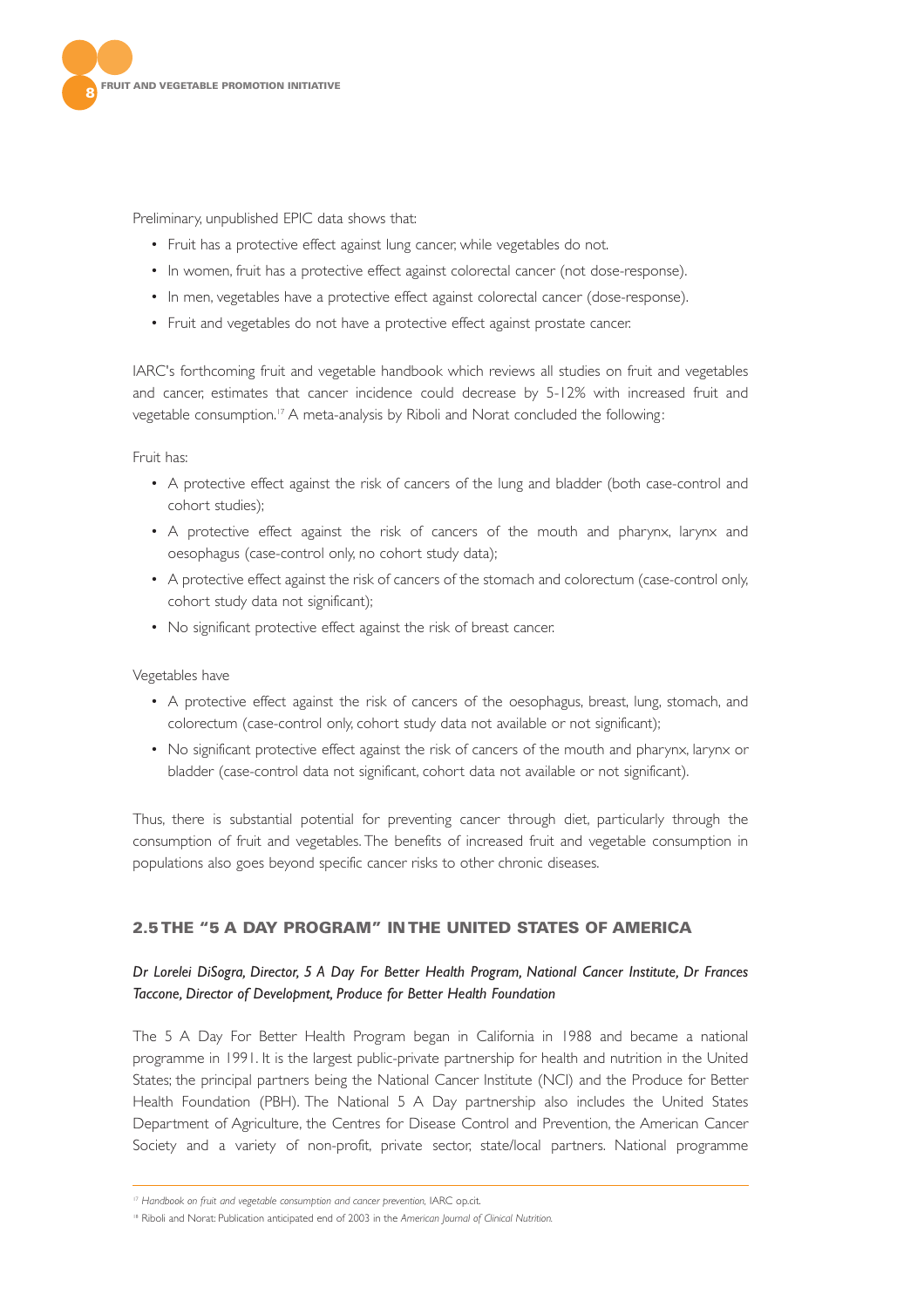Preliminary, unpublished EPIC data shows that:

- Fruit has a protective effect against lung cancer, while vegetables do not.
- In women, fruit has a protective effect against colorectal cancer (not dose-response).
- In men, vegetables have a protective effect against colorectal cancer (dose-response).
- Fruit and vegetables do not have a protective effect against prostate cancer.

IARC's forthcoming fruit and vegetable handbook which reviews all studies on fruit and vegetables and cancer, estimates that cancer incidence could decrease by 5-12% with increased fruit and vegetable consumption.[17] A meta-analysis by Riboli and Norat concluded the following:

Fruit has:

- A protective effect against the risk of cancers of the lung and bladder (both case-control and cohort studies);
- A protective effect against the risk of cancers of the mouth and pharynx, larynx and oesophagus (case-control only, no cohort study data);
- A protective effect against the risk of cancers of the stomach and colorectum (case-control only, cohort study data not significant);
- No significant protective effect against the risk of breast cancer.

Vegetables have

- A protective effect against the risk of cancers of the oesophagus, breast, lung, stomach, and colorectum (case-control only, cohort study data not available or not significant);
- No significant protective effect against the risk of cancers of the mouth and pharynx, larynx or bladder (case-control data not significant, cohort data not available or not significant).

Thus, there is substantial potential for preventing cancer through diet, particularly through the consumption of fruit and vegetables. The benefits of increased fruit and vegetable consumption in populations also goes beyond specific cancer risks to other chronic diseases.

## 2.5 THE "5 A DAY PROGRAM" IN THE UNITED STATES OF AMERICA

*Dr Lorelei DiSogra, Director, 5 A Day For Better Health Program, National Cancer Institute, Dr Frances Taccone, Director of Development, Produce for Better Health Foundation*

The 5 A Day For Better Health Program began in California in 1988 and became a national programme in 1991. It is the largest public-private partnership for health and nutrition in the United States; the principal partners being the National Cancer Institute (NCI) and the Produce for Better Health Foundation (PBH). The National 5 A Day partnership also includes the United States Department of Agriculture, the Centres for Disease Control and Prevention, the American Cancer Society and a variety of non-profit, private sector, state/local partners. National programme

---

[17] *Handbook on fruit and vegetable consumption and cancer prevention*, IARC op.cit.

[18] Riboli and Norat: Publication anticipated end of 2003 in the *American Journal of Clinical Nutrition*.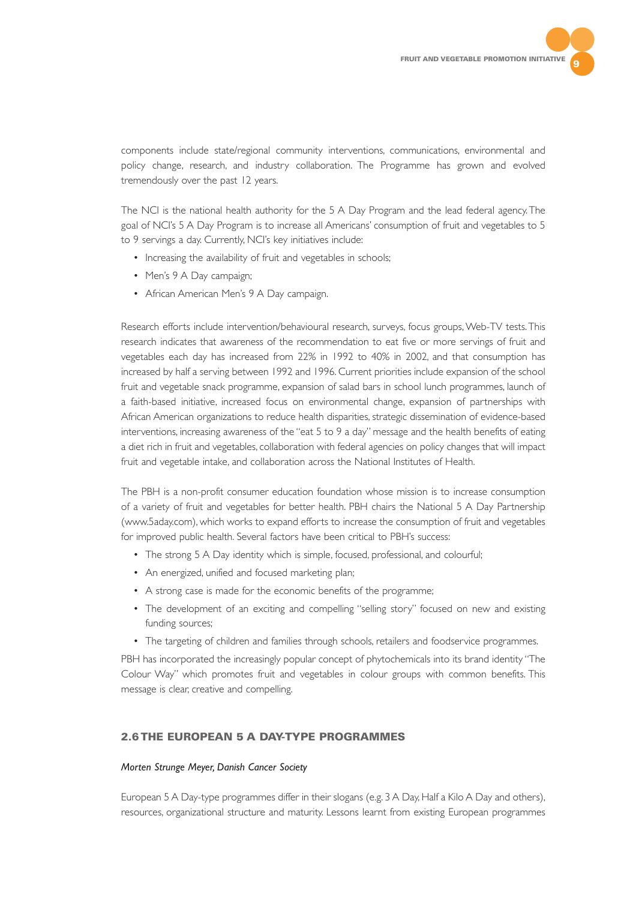components include state/regional community interventions, communications, environmental and policy change, research, and industry collaboration. The Programme has grown and evolved tremendously over the past 12 years.

The NCI is the national health authority for the 5 A Day Program and the lead federal agency. The goal of NCI's 5 A Day Program is to increase all Americans' consumption of fruit and vegetables to 5 to 9 servings a day. Currently, NCI's key initiatives include:

- Increasing the availability of fruit and vegetables in schools;
- Men's 9 A Day campaign;
- African American Men's 9 A Day campaign.

Research efforts include intervention/behavioural research, surveys, focus groups, Web-TV tests. This research indicates that awareness of the recommendation to eat five or more servings of fruit and vegetables each day has increased from 22% in 1992 to 40% in 2002, and that consumption has increased by half a serving between 1992 and 1996. Current priorities include expansion of the school fruit and vegetable snack programme, expansion of salad bars in school lunch programmes, launch of a faith-based initiative, increased focus on environmental change, expansion of partnerships with African American organizations to reduce health disparities, strategic dissemination of evidence-based interventions, increasing awareness of the "eat 5 to 9 a day" message and the health benefits of eating a diet rich in fruit and vegetables, collaboration with federal agencies on policy changes that will impact fruit and vegetable intake, and collaboration across the National Institutes of Health.

The PBH is a non-profit consumer education foundation whose mission is to increase consumption of a variety of fruit and vegetables for better health. PBH chairs the National 5 A Day Partnership (www.5aday.com), which works to expand efforts to increase the consumption of fruit and vegetables for improved public health. Several factors have been critical to PBH's success:

- The strong 5 A Day identity which is simple, focused, professional, and colourful;
- An energized, unified and focused marketing plan;
- A strong case is made for the economic benefits of the programme;
- The development of an exciting and compelling "selling story" focused on new and existing funding sources;
- The targeting of children and families through schools, retailers and foodservice programmes.

PBH has incorporated the increasingly popular concept of phytochemicals into its brand identity "The Colour Way" which promotes fruit and vegetables in colour groups with common benefits. This message is clear, creative and compelling.

## 2.6 THE EUROPEAN 5 A DAY-TYPE PROGRAMMES

*Morten Strunge Meyer, Danish Cancer Society*

European 5 A Day-type programmes differ in their slogans (e.g. 3 A Day, Half a Kilo A Day and others), resources, organizational structure and maturity. Lessons learnt from existing European programmes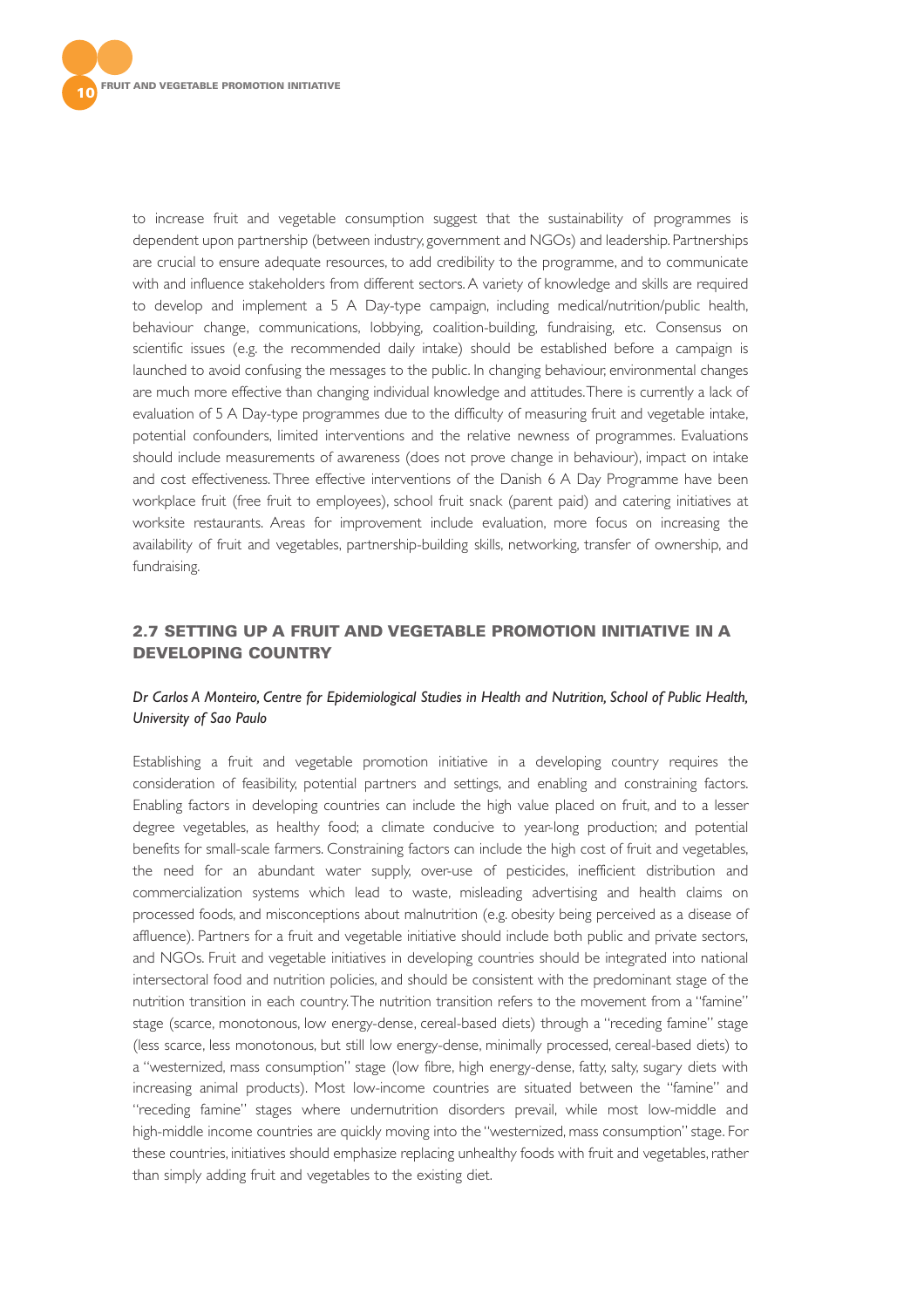to increase fruit and vegetable consumption suggest that the sustainability of programmes is dependent upon partnership (between industry, government and NGOs) and leadership. Partnerships are crucial to ensure adequate resources, to add credibility to the programme, and to communicate with and influence stakeholders from different sectors. A variety of knowledge and skills are required to develop and implement a 5 A Day-type campaign, including medical/nutrition/public health, behaviour change, communications, lobbying, coalition-building, fundraising, etc. Consensus on scientific issues (e.g. the recommended daily intake) should be established before a campaign is launched to avoid confusing the messages to the public. In changing behaviour, environmental changes are much more effective than changing individual knowledge and attitudes. There is currently a lack of evaluation of 5 A Day-type programmes due to the difficulty of measuring fruit and vegetable intake, potential confounders, limited interventions and the relative newness of programmes. Evaluations should include measurements of awareness (does not prove change in behaviour), impact on intake and cost effectiveness. Three effective interventions of the Danish 6 A Day Programme have been workplace fruit (free fruit to employees), school fruit snack (parent paid) and catering initiatives at worksite restaurants. Areas for improvement include evaluation, more focus on increasing the availability of fruit and vegetables, partnership-building skills, networking, transfer of ownership, and fundraising.

## 2.7 SETTING UP A FRUIT AND VEGETABLE PROMOTION INITIATIVE IN A DEVELOPING COUNTRY

*Dr Carlos A Monteiro, Centre for Epidemiological Studies in Health and Nutrition, School of Public Health, University of Sao Paulo*

Establishing a fruit and vegetable promotion initiative in a developing country requires the consideration of feasibility, potential partners and settings, and enabling and constraining factors. Enabling factors in developing countries can include the high value placed on fruit, and to a lesser degree vegetables, as healthy food; a climate conducive to year-long production; and potential benefits for small-scale farmers. Constraining factors can include the high cost of fruit and vegetables, the need for an abundant water supply, over-use of pesticides, inefficient distribution and commercialization systems which lead to waste, misleading advertising and health claims on processed foods, and misconceptions about malnutrition (e.g. obesity being perceived as a disease of affluence). Partners for a fruit and vegetable initiative should include both public and private sectors, and NGOs. Fruit and vegetable initiatives in developing countries should be integrated into national intersectoral food and nutrition policies, and should be consistent with the predominant stage of the nutrition transition in each country. The nutrition transition refers to the movement from a "famine" stage (scarce, monotonous, low energy-dense, cereal-based diets) through a "receding famine" stage (less scarce, less monotonous, but still low energy-dense, minimally processed, cereal-based diets) to a "westernized, mass consumption" stage (low fibre, high energy-dense, fatty, salty, sugary diets with increasing animal products). Most low-income countries are situated between the "famine" and "receding famine" stages where undernutrition disorders prevail, while most low-middle and high-middle income countries are quickly moving into the "westernized, mass consumption" stage. For these countries, initiatives should emphasize replacing unhealthy foods with fruit and vegetables, rather than simply adding fruit and vegetables to the existing diet.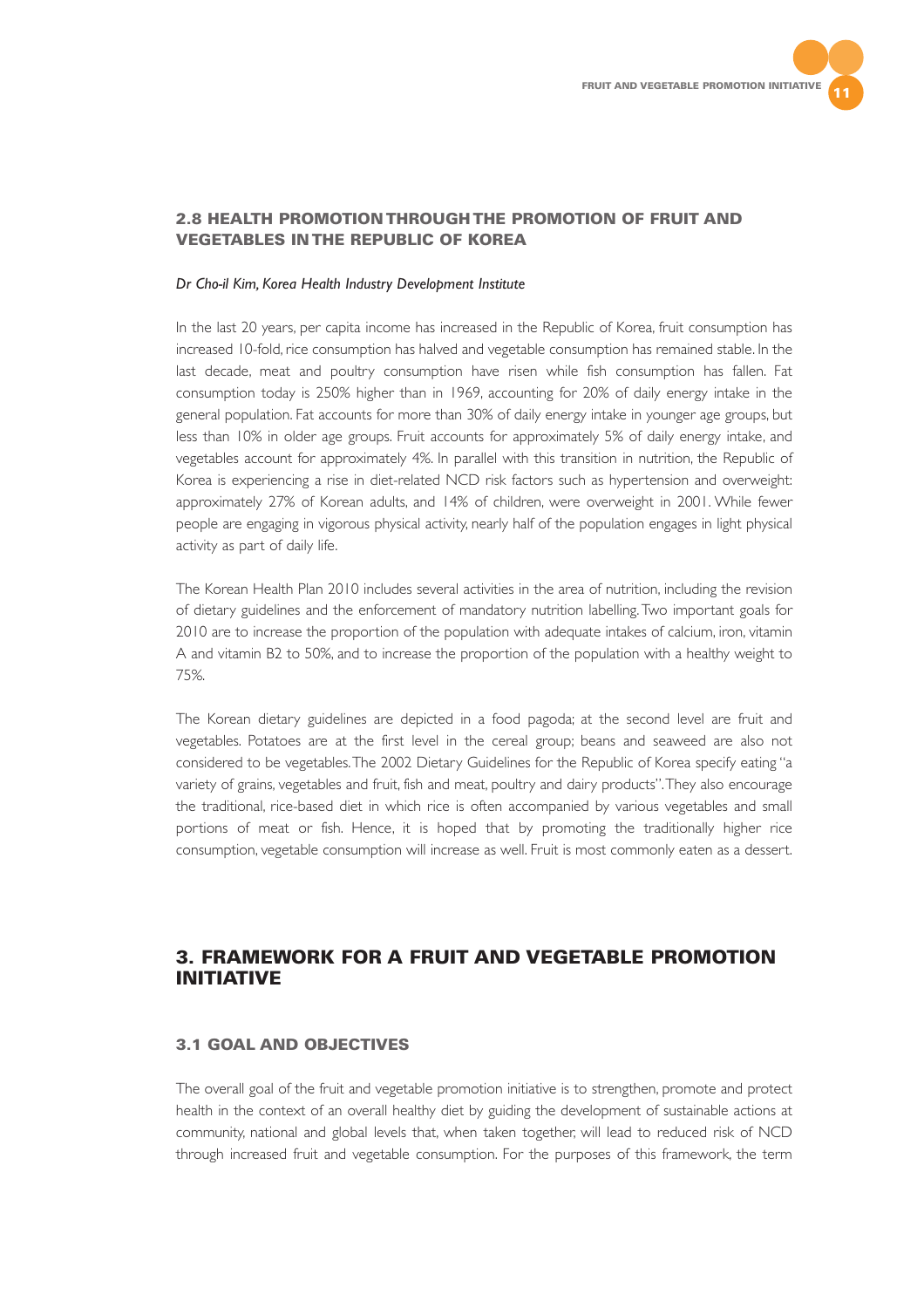### 2.8 HEALTH PROMOTION THROUGH THE PROMOTION OF FRUIT AND VEGETABLES IN THE REPUBLIC OF KOREA

*Dr Cho-il Kim, Korea Health Industry Development Institute*

In the last 20 years, per capita income has increased in the Republic of Korea, fruit consumption has increased 10-fold, rice consumption has halved and vegetable consumption has remained stable. In the last decade, meat and poultry consumption have risen while fish consumption has fallen. Fat consumption today is 250% higher than in 1969, accounting for 20% of daily energy intake in the general population. Fat accounts for more than 30% of daily energy intake in younger age groups, but less than 10% in older age groups. Fruit accounts for approximately 5% of daily energy intake, and vegetables account for approximately 4%. In parallel with this transition in nutrition, the Republic of Korea is experiencing a rise in diet-related NCD risk factors such as hypertension and overweight: approximately 27% of Korean adults, and 14% of children, were overweight in 2001. While fewer people are engaging in vigorous physical activity, nearly half of the population engages in light physical activity as part of daily life.

The Korean Health Plan 2010 includes several activities in the area of nutrition, including the revision of dietary guidelines and the enforcement of mandatory nutrition labelling. Two important goals for 2010 are to increase the proportion of the population with adequate intakes of calcium, iron, vitamin A and vitamin B2 to 50%, and to increase the proportion of the population with a healthy weight to 75%.

The Korean dietary guidelines are depicted in a food pagoda; at the second level are fruit and vegetables. Potatoes are at the first level in the cereal group; beans and seaweed are also not considered to be vegetables. The 2002 Dietary Guidelines for the Republic of Korea specify eating "a variety of grains, vegetables and fruit, fish and meat, poultry and dairy products". They also encourage the traditional, rice-based diet in which rice is often accompanied by various vegetables and small portions of meat or fish. Hence, it is hoped that by promoting the traditionally higher rice consumption, vegetable consumption will increase as well. Fruit is most commonly eaten as a dessert.

## 3. FRAMEWORK FOR A FRUIT AND VEGETABLE PROMOTION INITIATIVE

### 3.1 GOAL AND OBJECTIVES

The overall goal of the fruit and vegetable promotion initiative is to strengthen, promote and protect health in the context of an overall healthy diet by guiding the development of sustainable actions at community, national and global levels that, when taken together, will lead to reduced risk of NCD through increased fruit and vegetable consumption. For the purposes of this framework, the term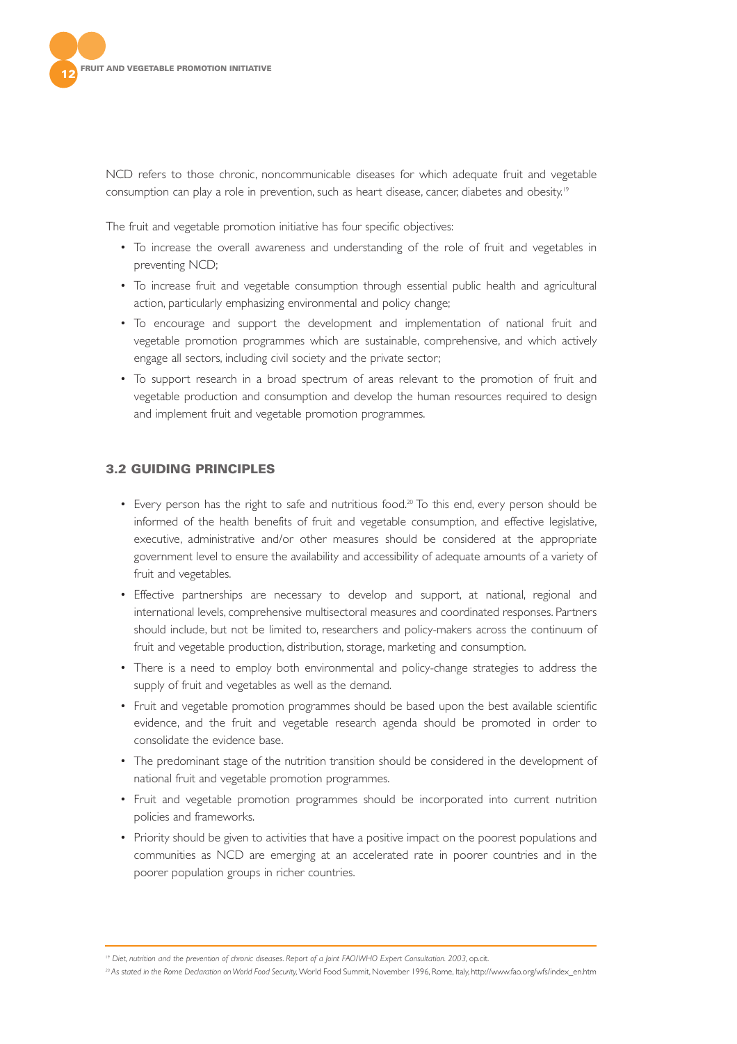NCD refers to those chronic, noncommunicable diseases for which adequate fruit and vegetable consumption can play a role in prevention, such as heart disease, cancer, diabetes and obesity.[19]

The fruit and vegetable promotion initiative has four specific objectives:

- To increase the overall awareness and understanding of the role of fruit and vegetables in preventing NCD;
- To increase fruit and vegetable consumption through essential public health and agricultural action, particularly emphasizing environmental and policy change;
- To encourage and support the development and implementation of national fruit and vegetable promotion programmes which are sustainable, comprehensive, and which actively engage all sectors, including civil society and the private sector;
- To support research in a broad spectrum of areas relevant to the promotion of fruit and vegetable production and consumption and develop the human resources required to design and implement fruit and vegetable promotion programmes.

### 3.2 GUIDING PRINCIPLES

- Every person has the right to safe and nutritious food.[20] To this end, every person should be informed of the health benefits of fruit and vegetable consumption, and effective legislative, executive, administrative and/or other measures should be considered at the appropriate government level to ensure the availability and accessibility of adequate amounts of a variety of fruit and vegetables.
- Effective partnerships are necessary to develop and support, at national, regional and international levels, comprehensive multisectoral measures and coordinated responses. Partners should include, but not be limited to, researchers and policy-makers across the continuum of fruit and vegetable production, distribution, storage, marketing and consumption.
- There is a need to employ both environmental and policy-change strategies to address the supply of fruit and vegetables as well as the demand.
- Fruit and vegetable promotion programmes should be based upon the best available scientific evidence, and the fruit and vegetable research agenda should be promoted in order to consolidate the evidence base.
- The predominant stage of the nutrition transition should be considered in the development of national fruit and vegetable promotion programmes.
- Fruit and vegetable promotion programmes should be incorporated into current nutrition policies and frameworks.
- Priority should be given to activities that have a positive impact on the poorest populations and communities as NCD are emerging at an accelerated rate in poorer countries and in the poorer population groups in richer countries.

---

[19] *Diet, nutrition and the prevention of chronic diseases. Report of a Joint FAO/WHO Expert Consultation. 2003*, op.cit.

[20] *As stated in the Rome Declaration on World Food Security*, World Food Summit, November 1996, Rome, Italy, http://www.fao.org/wfs/index_en.htm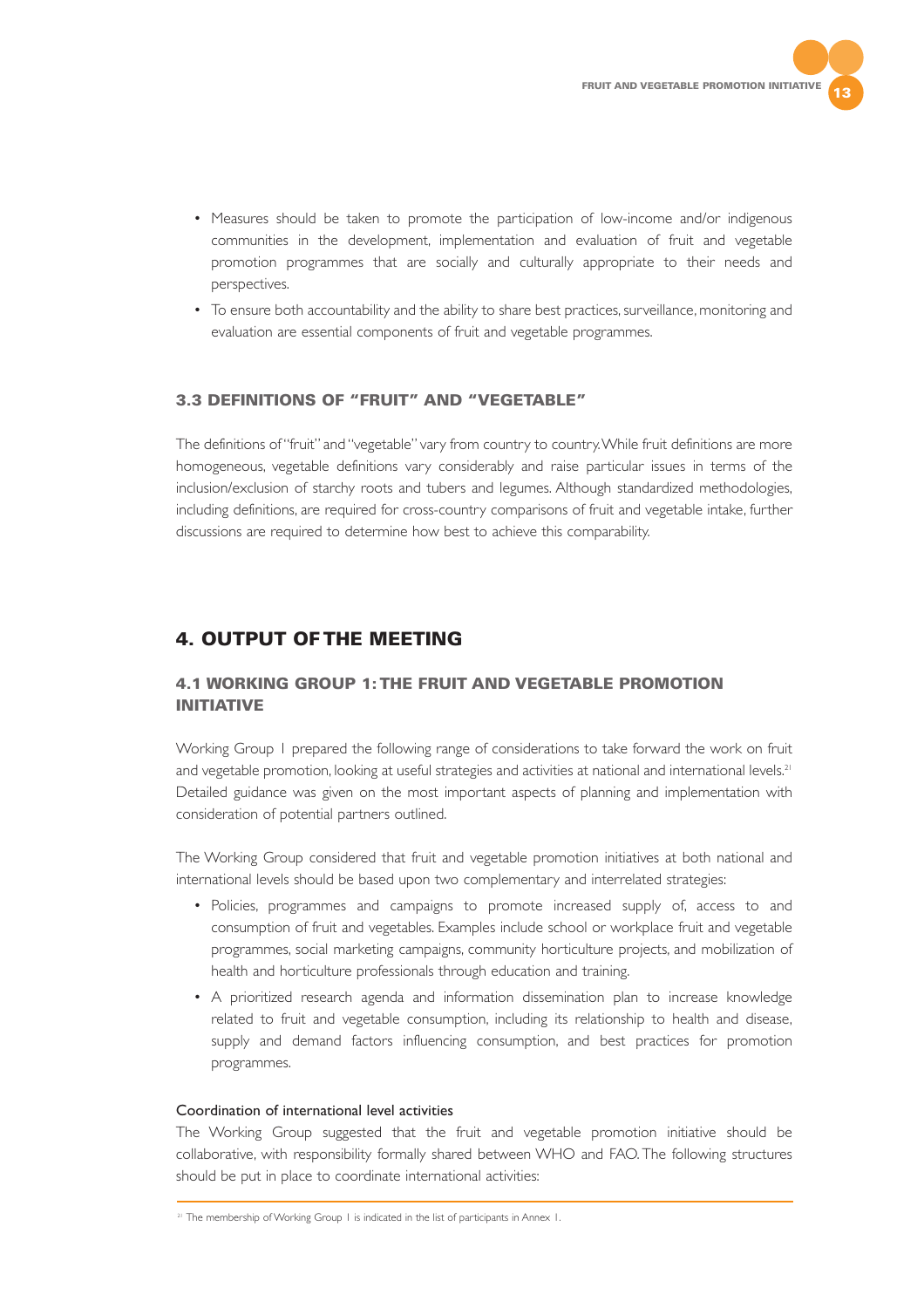- Measures should be taken to promote the participation of low-income and/or indigenous communities in the development, implementation and evaluation of fruit and vegetable promotion programmes that are socially and culturally appropriate to their needs and perspectives.
- To ensure both accountability and the ability to share best practices, surveillance, monitoring and evaluation are essential components of fruit and vegetable programmes.

### 3.3 DEFINITIONS OF "FRUIT" AND "VEGETABLE"

The definitions of "fruit" and "vegetable" vary from country to country. While fruit definitions are more homogeneous, vegetable definitions vary considerably and raise particular issues in terms of the inclusion/exclusion of starchy roots and tubers and legumes. Although standardized methodologies, including definitions, are required for cross-country comparisons of fruit and vegetable intake, further discussions are required to determine how best to achieve this comparability.

## 4. OUTPUT OF THE MEETING

### 4.1 WORKING GROUP 1: THE FRUIT AND VEGETABLE PROMOTION INITIATIVE

Working Group 1 prepared the following range of considerations to take forward the work on fruit and vegetable promotion, looking at useful strategies and activities at national and international levels.[21] Detailed guidance was given on the most important aspects of planning and implementation with consideration of potential partners outlined.

The Working Group considered that fruit and vegetable promotion initiatives at both national and international levels should be based upon two complementary and interrelated strategies:

- Policies, programmes and campaigns to promote increased supply of, access to and consumption of fruit and vegetables. Examples include school or workplace fruit and vegetable programmes, social marketing campaigns, community horticulture projects, and mobilization of health and horticulture professionals through education and training.
- A prioritized research agenda and information dissemination plan to increase knowledge related to fruit and vegetable consumption, including its relationship to health and disease, supply and demand factors influencing consumption, and best practices for promotion programmes.

Coordination of international level activities

The Working Group suggested that the fruit and vegetable promotion initiative should be collaborative, with responsibility formally shared between WHO and FAO. The following structures should be put in place to coordinate international activities:

[21] The membership of Working Group 1 is indicated in the list of participants in Annex 1.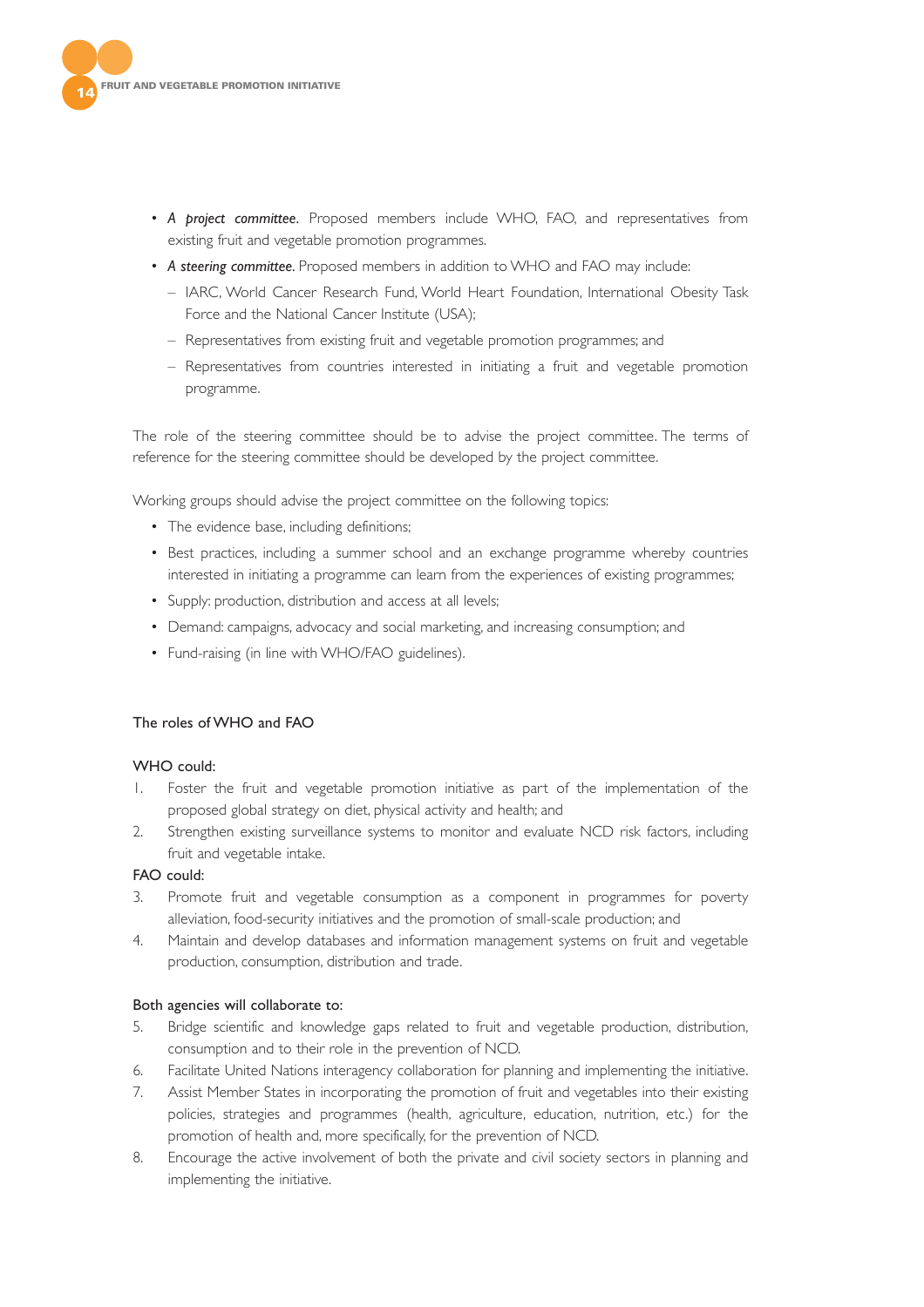- *A project committee*. Proposed members include WHO, FAO, and representatives from existing fruit and vegetable promotion programmes.
- *A steering committee*. Proposed members in addition to WHO and FAO may include:
  - IARC, World Cancer Research Fund, World Heart Foundation, International Obesity Task Force and the National Cancer Institute (USA);
  - Representatives from existing fruit and vegetable promotion programmes; and
  - Representatives from countries interested in initiating a fruit and vegetable promotion programme.

The role of the steering committee should be to advise the project committee. The terms of reference for the steering committee should be developed by the project committee.

Working groups should advise the project committee on the following topics:

- The evidence base, including definitions;
- Best practices, including a summer school and an exchange programme whereby countries interested in initiating a programme can learn from the experiences of existing programmes;
- Supply: production, distribution and access at all levels;
- Demand: campaigns, advocacy and social marketing, and increasing consumption; and
- Fund-raising (in line with WHO/FAO guidelines).

## The roles of WHO and FAO

**WHO could:**

1. Foster the fruit and vegetable promotion initiative as part of the implementation of the proposed global strategy on diet, physical activity and health; and
2. Strengthen existing surveillance systems to monitor and evaluate NCD risk factors, including fruit and vegetable intake.

**FAO could:**

3. Promote fruit and vegetable consumption as a component in programmes for poverty alleviation, food-security initiatives and the promotion of small-scale production; and
4. Maintain and develop databases and information management systems on fruit and vegetable production, consumption, distribution and trade.

**Both agencies will collaborate to:**

5. Bridge scientific and knowledge gaps related to fruit and vegetable production, distribution, consumption and to their role in the prevention of NCD.
6. Facilitate United Nations interagency collaboration for planning and implementing the initiative.
7. Assist Member States in incorporating the promotion of fruit and vegetables into their existing policies, strategies and programmes (health, agriculture, education, nutrition, etc.) for the promotion of health and, more specifically, for the prevention of NCD.
8. Encourage the active involvement of both the private and civil society sectors in planning and implementing the initiative.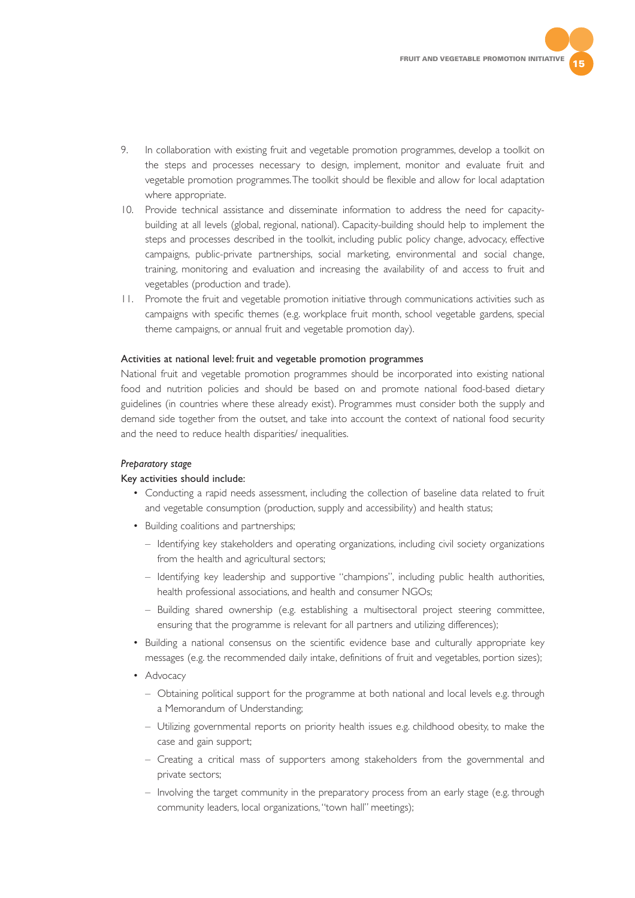9. In collaboration with existing fruit and vegetable promotion programmes, develop a toolkit on the steps and processes necessary to design, implement, monitor and evaluate fruit and vegetable promotion programmes. The toolkit should be flexible and allow for local adaptation where appropriate.
10. Provide technical assistance and disseminate information to address the need for capacity-building at all levels (global, regional, national). Capacity-building should help to implement the steps and processes described in the toolkit, including public policy change, advocacy, effective campaigns, public-private partnerships, social marketing, environmental and social change, training, monitoring and evaluation and increasing the availability of and access to fruit and vegetables (production and trade).
11. Promote the fruit and vegetable promotion initiative through communications activities such as campaigns with specific themes (e.g. workplace fruit month, school vegetable gardens, special theme campaigns, or annual fruit and vegetable promotion day).

### Activities at national level: fruit and vegetable promotion programmes

National fruit and vegetable promotion programmes should be incorporated into existing national food and nutrition policies and should be based on and promote national food-based dietary guidelines (in countries where these already exist). Programmes must consider both the supply and demand side together from the outset, and take into account the context of national food security and the need to reduce health disparities/ inequalities.

*Preparatory stage*

Key activities should include:

- Conducting a rapid needs assessment, including the collection of baseline data related to fruit and vegetable consumption (production, supply and accessibility) and health status;
- Building coalitions and partnerships;
  - Identifying key stakeholders and operating organizations, including civil society organizations from the health and agricultural sectors;
  - Identifying key leadership and supportive "champions", including public health authorities, health professional associations, and health and consumer NGOs;
  - Building shared ownership (e.g. establishing a multisectoral project steering committee, ensuring that the programme is relevant for all partners and utilizing differences);
- Building a national consensus on the scientific evidence base and culturally appropriate key messages (e.g. the recommended daily intake, definitions of fruit and vegetables, portion sizes);
- Advocacy
  - Obtaining political support for the programme at both national and local levels e.g. through a Memorandum of Understanding;
  - Utilizing governmental reports on priority health issues e.g. childhood obesity, to make the case and gain support;
  - Creating a critical mass of supporters among stakeholders from the governmental and private sectors;
  - Involving the target community in the preparatory process from an early stage (e.g. through community leaders, local organizations, "town hall" meetings);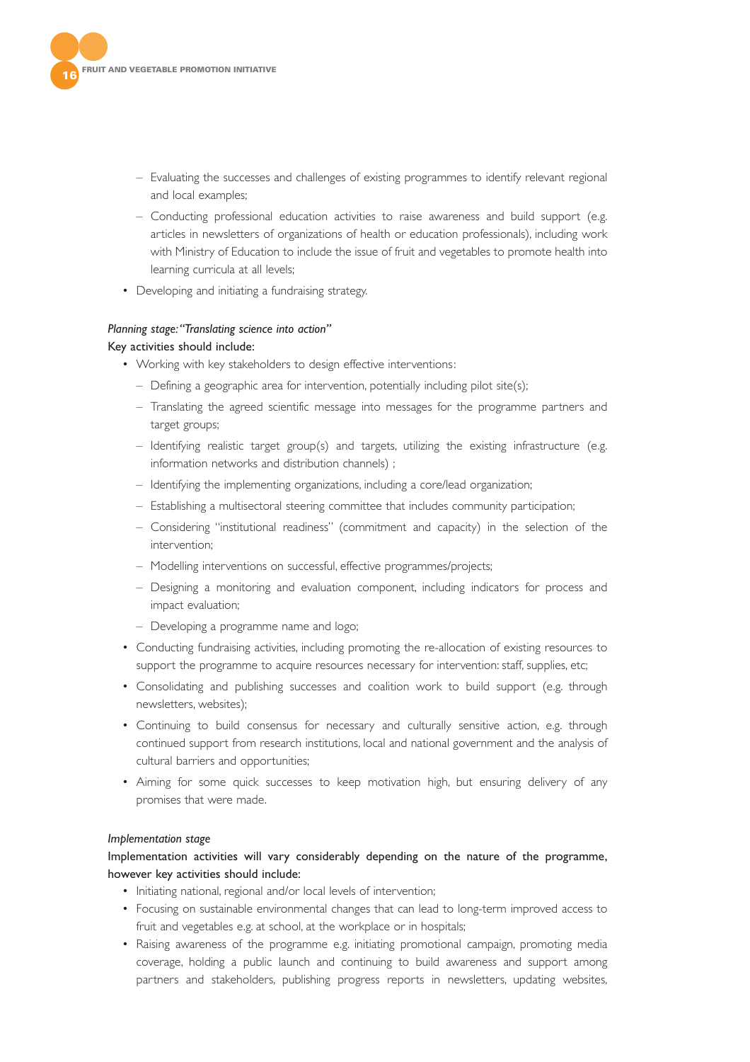- Evaluating the successes and challenges of existing programmes to identify relevant regional and local examples;
    - Conducting professional education activities to raise awareness and build support (e.g. articles in newsletters of organizations of health or education professionals), including work with Ministry of Education to include the issue of fruit and vegetables to promote health into learning curricula at all levels;
- Developing and initiating a fundraising strategy.

*Planning stage: "Translating science into action"*

Key activities should include:

- Working with key stakeholders to design effective interventions:
    - Defining a geographic area for intervention, potentially including pilot site(s);
    - Translating the agreed scientific message into messages for the programme partners and target groups;
    - Identifying realistic target group(s) and targets, utilizing the existing infrastructure (e.g. information networks and distribution channels) ;
    - Identifying the implementing organizations, including a core/lead organization;
    - Establishing a multisectoral steering committee that includes community participation;
    - Considering "institutional readiness" (commitment and capacity) in the selection of the intervention;
    - Modelling interventions on successful, effective programmes/projects;
    - Designing a monitoring and evaluation component, including indicators for process and impact evaluation;
    - Developing a programme name and logo;
- Conducting fundraising activities, including promoting the re-allocation of existing resources to support the programme to acquire resources necessary for intervention: staff, supplies, etc;
- Consolidating and publishing successes and coalition work to build support (e.g. through newsletters, websites);
- Continuing to build consensus for necessary and culturally sensitive action, e.g. through continued support from research institutions, local and national government and the analysis of cultural barriers and opportunities;
- Aiming for some quick successes to keep motivation high, but ensuring delivery of any promises that were made.

*Implementation stage*

Implementation activities will vary considerably depending on the nature of the programme, however key activities should include:

- Initiating national, regional and/or local levels of intervention;
- Focusing on sustainable environmental changes that can lead to long-term improved access to fruit and vegetables e.g. at school, at the workplace or in hospitals;
- Raising awareness of the programme e.g. initiating promotional campaign, promoting media coverage, holding a public launch and continuing to build awareness and support among partners and stakeholders, publishing progress reports in newsletters, updating websites,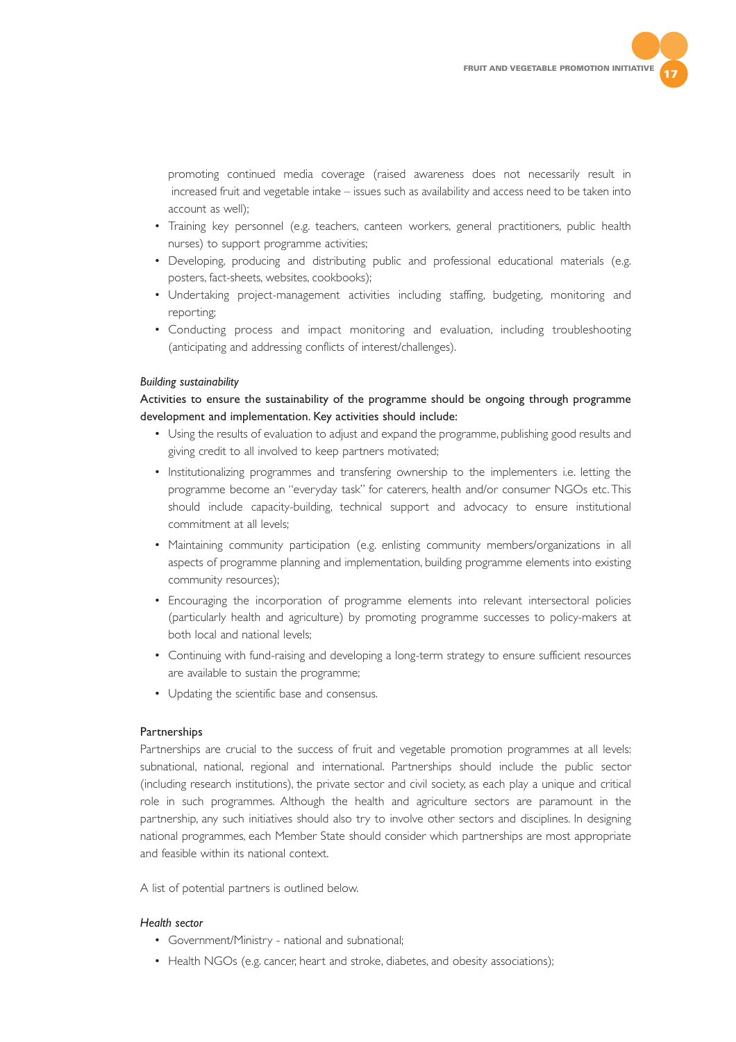promoting continued media coverage (raised awareness does not necessarily result in increased fruit and vegetable intake – issues such as availability and access need to be taken into account as well);

- Training key personnel (e.g. teachers, canteen workers, general practitioners, public health nurses) to support programme activities;
- Developing, producing and distributing public and professional educational materials (e.g. posters, fact-sheets, websites, cookbooks);
- Undertaking project-management activities including staffing, budgeting, monitoring and reporting;
- Conducting process and impact monitoring and evaluation, including troubleshooting (anticipating and addressing conflicts of interest/challenges).

*Building sustainability*

Activities to ensure the sustainability of the programme should be ongoing through programme development and implementation. Key activities should include:

- Using the results of evaluation to adjust and expand the programme, publishing good results and giving credit to all involved to keep partners motivated;
- Institutionalizing programmes and transfering ownership to the implementers i.e. letting the programme become an "everyday task" for caterers, health and/or consumer NGOs etc. This should include capacity-building, technical support and advocacy to ensure institutional commitment at all levels;
- Maintaining community participation (e.g. enlisting community members/organizations in all aspects of programme planning and implementation, building programme elements into existing community resources);
- Encouraging the incorporation of programme elements into relevant intersectoral policies (particularly health and agriculture) by promoting programme successes to policy-makers at both local and national levels;
- Continuing with fund-raising and developing a long-term strategy to ensure sufficient resources are available to sustain the programme;
- Updating the scientific base and consensus.

## Partnerships

Partnerships are crucial to the success of fruit and vegetable promotion programmes at all levels: subnational, national, regional and international. Partnerships should include the public sector (including research institutions), the private sector and civil society, as each play a unique and critical role in such programmes. Although the health and agriculture sectors are paramount in the partnership, any such initiatives should also try to involve other sectors and disciplines. In designing national programmes, each Member State should consider which partnerships are most appropriate and feasible within its national context.

A list of potential partners is outlined below.

*Health sector*

- Government/Ministry - national and subnational;
- Health NGOs (e.g. cancer, heart and stroke, diabetes, and obesity associations);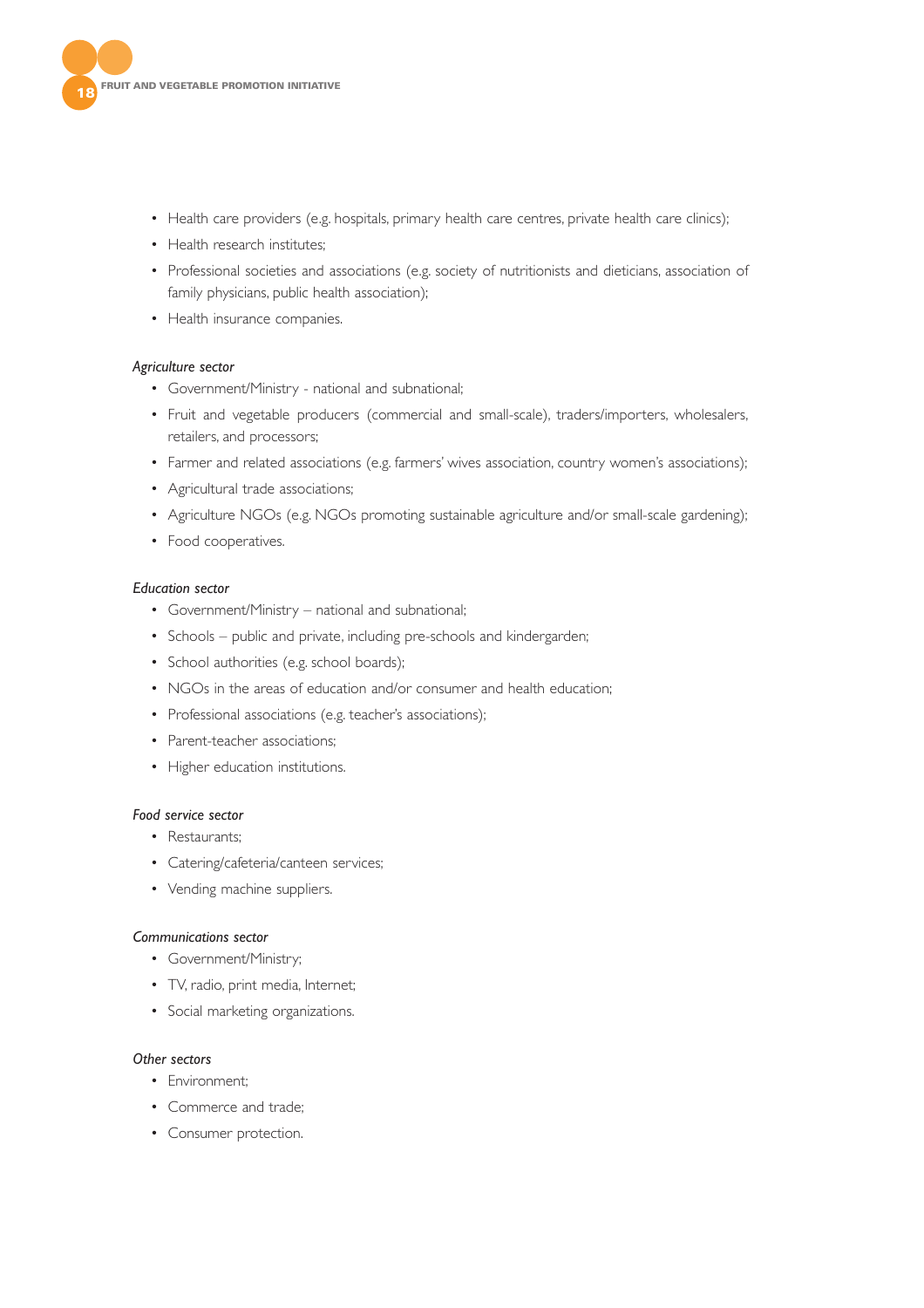- Health care providers (e.g. hospitals, primary health care centres, private health care clinics);
- Health research institutes;
- Professional societies and associations (e.g. society of nutritionists and dieticians, association of family physicians, public health association);
- Health insurance companies.

*Agriculture sector*

- Government/Ministry - national and subnational;
- Fruit and vegetable producers (commercial and small-scale), traders/importers, wholesalers, retailers, and processors;
- Farmer and related associations (e.g. farmers' wives association, country women's associations);
- Agricultural trade associations;
- Agriculture NGOs (e.g. NGOs promoting sustainable agriculture and/or small-scale gardening);
- Food cooperatives.

*Education sector*

- Government/Ministry – national and subnational;
- Schools – public and private, including pre-schools and kindergarden;
- School authorities (e.g. school boards);
- NGOs in the areas of education and/or consumer and health education;
- Professional associations (e.g. teacher's associations);
- Parent-teacher associations;
- Higher education institutions.

*Food service sector*

- Restaurants;
- Catering/cafeteria/canteen services;
- Vending machine suppliers.

*Communications sector*

- Government/Ministry;
- TV, radio, print media, Internet;
- Social marketing organizations.

*Other sectors*

- Environment;
- Commerce and trade;
- Consumer protection.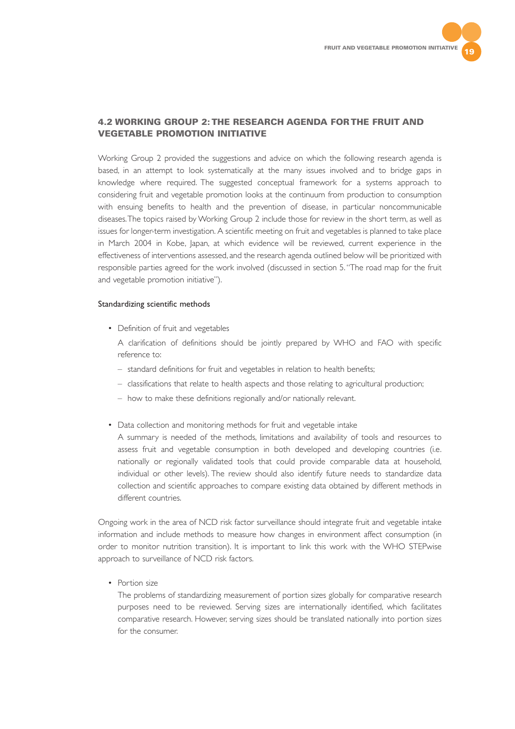## 4.2 WORKING GROUP 2: THE RESEARCH AGENDA FOR THE FRUIT AND VEGETABLE PROMOTION INITIATIVE

Working Group 2 provided the suggestions and advice on which the following research agenda is based, in an attempt to look systematically at the many issues involved and to bridge gaps in knowledge where required. The suggested conceptual framework for a systems approach to considering fruit and vegetable promotion looks at the continuum from production to consumption with ensuing benefits to health and the prevention of disease, in particular noncommunicable diseases. The topics raised by Working Group 2 include those for review in the short term, as well as issues for longer-term investigation. A scientific meeting on fruit and vegetables is planned to take place in March 2004 in Kobe, Japan, at which evidence will be reviewed, current experience in the effectiveness of interventions assessed, and the research agenda outlined below will be prioritized with responsible parties agreed for the work involved (discussed in section 5. "The road map for the fruit and vegetable promotion initiative").

### Standardizing scientific methods

- Definition of fruit and vegetables

  A clarification of definitions should be jointly prepared by WHO and FAO with specific reference to:

  - standard definitions for fruit and vegetables in relation to health benefits;
  - classifications that relate to health aspects and those relating to agricultural production;
  - how to make these definitions regionally and/or nationally relevant.

- Data collection and monitoring methods for fruit and vegetable intake

  A summary is needed of the methods, limitations and availability of tools and resources to assess fruit and vegetable consumption in both developed and developing countries (i.e. nationally or regionally validated tools that could provide comparable data at household, individual or other levels). The review should also identify future needs to standardize data collection and scientific approaches to compare existing data obtained by different methods in different countries.

Ongoing work in the area of NCD risk factor surveillance should integrate fruit and vegetable intake information and include methods to measure how changes in environment affect consumption (in order to monitor nutrition transition). It is important to link this work with the WHO STEPwise approach to surveillance of NCD risk factors.

- Portion size

  The problems of standardizing measurement of portion sizes globally for comparative research purposes need to be reviewed. Serving sizes are internationally identified, which facilitates comparative research. However, serving sizes should be translated nationally into portion sizes for the consumer.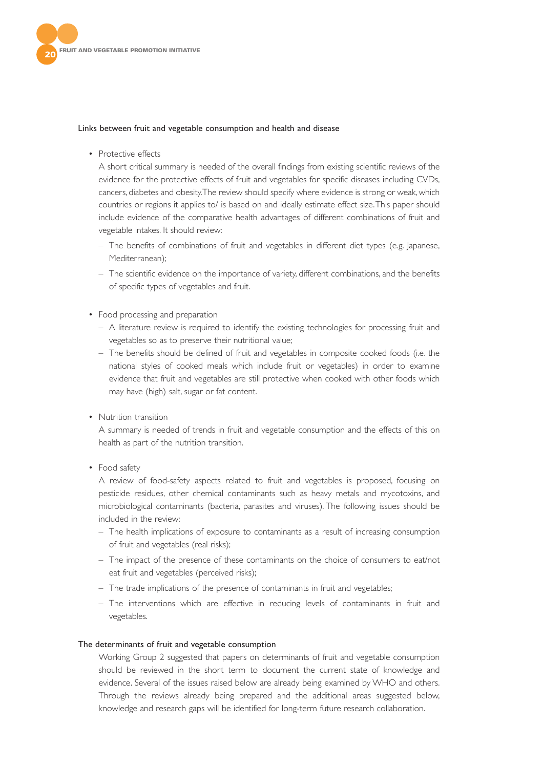### Links between fruit and vegetable consumption and health and disease

- Protective effects

  A short critical summary is needed of the overall findings from existing scientific reviews of the evidence for the protective effects of fruit and vegetables for specific diseases including CVDs, cancers, diabetes and obesity. The review should specify where evidence is strong or weak, which countries or regions it applies to/ is based on and ideally estimate effect size. This paper should include evidence of the comparative health advantages of different combinations of fruit and vegetable intakes. It should review:

  - The benefits of combinations of fruit and vegetables in different diet types (e.g. Japanese, Mediterranean);
  - The scientific evidence on the importance of variety, different combinations, and the benefits of specific types of vegetables and fruit.

- Food processing and preparation
  - A literature review is required to identify the existing technologies for processing fruit and vegetables so as to preserve their nutritional value;
  - The benefits should be defined of fruit and vegetables in composite cooked foods (i.e. the national styles of cooked meals which include fruit or vegetables) in order to examine evidence that fruit and vegetables are still protective when cooked with other foods which may have (high) salt, sugar or fat content.

- Nutrition transition

  A summary is needed of trends in fruit and vegetable consumption and the effects of this on health as part of the nutrition transition.

- Food safety

  A review of food-safety aspects related to fruit and vegetables is proposed, focusing on pesticide residues, other chemical contaminants such as heavy metals and mycotoxins, and microbiological contaminants (bacteria, parasites and viruses). The following issues should be included in the review:

  - The health implications of exposure to contaminants as a result of increasing consumption of fruit and vegetables (real risks);
  - The impact of the presence of these contaminants on the choice of consumers to eat/not eat fruit and vegetables (perceived risks);
  - The trade implications of the presence of contaminants in fruit and vegetables;
  - The interventions which are effective in reducing levels of contaminants in fruit and vegetables.

### The determinants of fruit and vegetable consumption

Working Group 2 suggested that papers on determinants of fruit and vegetable consumption should be reviewed in the short term to document the current state of knowledge and evidence. Several of the issues raised below are already being examined by WHO and others. Through the reviews already being prepared and the additional areas suggested below, knowledge and research gaps will be identified for long-term future research collaboration.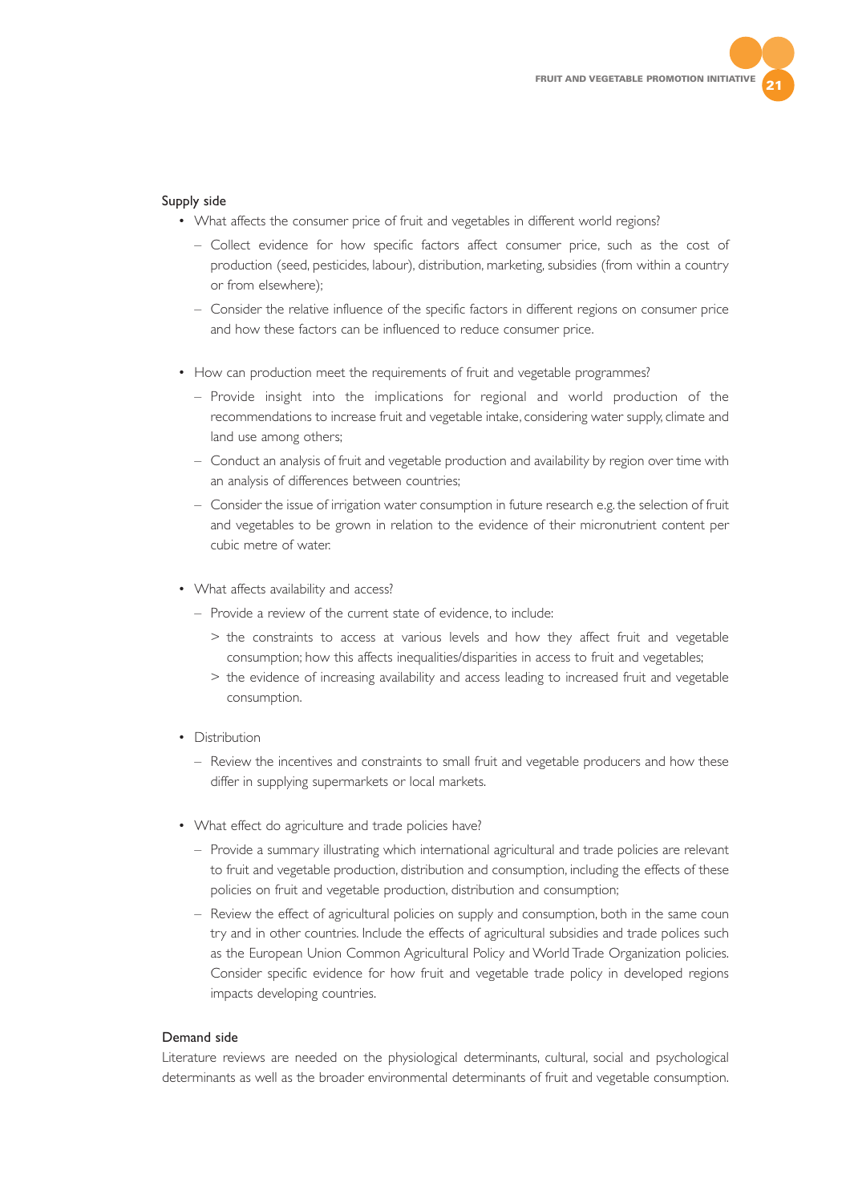Supply side

- What affects the consumer price of fruit and vegetables in different world regions?
  - Collect evidence for how specific factors affect consumer price, such as the cost of production (seed, pesticides, labour), distribution, marketing, subsidies (from within a country or from elsewhere);
  - Consider the relative influence of the specific factors in different regions on consumer price and how these factors can be influenced to reduce consumer price.

- How can production meet the requirements of fruit and vegetable programmes?
  - Provide insight into the implications for regional and world production of the recommendations to increase fruit and vegetable intake, considering water supply, climate and land use among others;
  - Conduct an analysis of fruit and vegetable production and availability by region over time with an analysis of differences between countries;
  - Consider the issue of irrigation water consumption in future research e.g. the selection of fruit and vegetables to be grown in relation to the evidence of their micronutrient content per cubic metre of water.

- What affects availability and access?
  - Provide a review of the current state of evidence, to include:
    - > the constraints to access at various levels and how they affect fruit and vegetable consumption; how this affects inequalities/disparities in access to fruit and vegetables;
    - > the evidence of increasing availability and access leading to increased fruit and vegetable consumption.

- Distribution
  - Review the incentives and constraints to small fruit and vegetable producers and how these differ in supplying supermarkets or local markets.

- What effect do agriculture and trade policies have?
  - Provide a summary illustrating which international agricultural and trade policies are relevant to fruit and vegetable production, distribution and consumption, including the effects of these policies on fruit and vegetable production, distribution and consumption;
  - Review the effect of agricultural policies on supply and consumption, both in the same country and in other countries. Include the effects of agricultural subsidies and trade polices such as the European Union Common Agricultural Policy and World Trade Organization policies. Consider specific evidence for how fruit and vegetable trade policy in developed regions impacts developing countries.

Demand side

Literature reviews are needed on the physiological determinants, cultural, social and psychological determinants as well as the broader environmental determinants of fruit and vegetable consumption.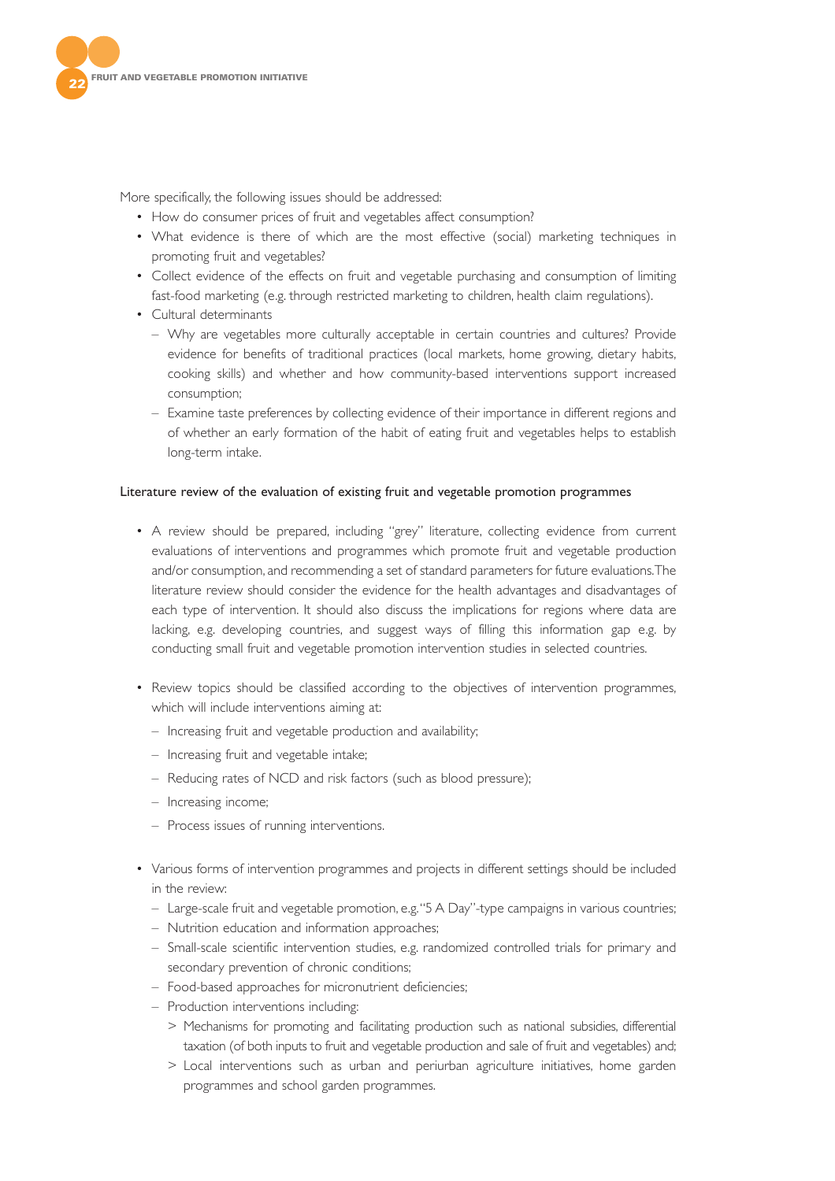More specifically, the following issues should be addressed:

- How do consumer prices of fruit and vegetables affect consumption?
- What evidence is there of which are the most effective (social) marketing techniques in promoting fruit and vegetables?
- Collect evidence of the effects on fruit and vegetable purchasing and consumption of limiting fast-food marketing (e.g. through restricted marketing to children, health claim regulations).
- Cultural determinants
  - Why are vegetables more culturally acceptable in certain countries and cultures? Provide evidence for benefits of traditional practices (local markets, home growing, dietary habits, cooking skills) and whether and how community-based interventions support increased consumption;
  - Examine taste preferences by collecting evidence of their importance in different regions and of whether an early formation of the habit of eating fruit and vegetables helps to establish long-term intake.

**Literature review of the evaluation of existing fruit and vegetable promotion programmes**

- A review should be prepared, including "grey" literature, collecting evidence from current evaluations of interventions and programmes which promote fruit and vegetable production and/or consumption, and recommending a set of standard parameters for future evaluations. The literature review should consider the evidence for the health advantages and disadvantages of each type of intervention. It should also discuss the implications for regions where data are lacking, e.g. developing countries, and suggest ways of filling this information gap e.g. by conducting small fruit and vegetable promotion intervention studies in selected countries.

- Review topics should be classified according to the objectives of intervention programmes, which will include interventions aiming at:
  - Increasing fruit and vegetable production and availability;
  - Increasing fruit and vegetable intake;
  - Reducing rates of NCD and risk factors (such as blood pressure);
  - Increasing income;
  - Process issues of running interventions.

- Various forms of intervention programmes and projects in different settings should be included in the review:
  - Large-scale fruit and vegetable promotion, e.g. "5 A Day"-type campaigns in various countries;
  - Nutrition education and information approaches;
  - Small-scale scientific intervention studies, e.g. randomized controlled trials for primary and secondary prevention of chronic conditions;
  - Food-based approaches for micronutrient deficiencies;
  - Production interventions including:
    - > Mechanisms for promoting and facilitating production such as national subsidies, differential taxation (of both inputs to fruit and vegetable production and sale of fruit and vegetables) and;
    - > Local interventions such as urban and periurban agriculture initiatives, home garden programmes and school garden programmes.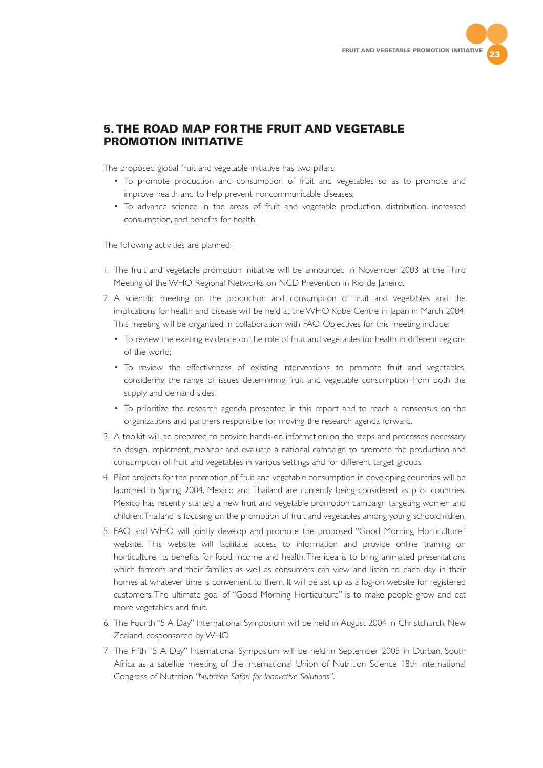## 5. THE ROAD MAP FOR THE FRUIT AND VEGETABLE PROMOTION INITIATIVE

The proposed global fruit and vegetable initiative has two pillars:

- To promote production and consumption of fruit and vegetables so as to promote and improve health and to help prevent noncommunicable diseases;
- To advance science in the areas of fruit and vegetable production, distribution, increased consumption, and benefits for health.

The following activities are planned:

1. The fruit and vegetable promotion initiative will be announced in November 2003 at the Third Meeting of the WHO Regional Networks on NCD Prevention in Rio de Janeiro.
2. A scientific meeting on the production and consumption of fruit and vegetables and the implications for health and disease will be held at the WHO Kobe Centre in Japan in March 2004. This meeting will be organized in collaboration with FAO. Objectives for this meeting include:
   - To review the existing evidence on the role of fruit and vegetables for health in different regions of the world;
   - To review the effectiveness of existing interventions to promote fruit and vegetables, considering the range of issues determining fruit and vegetable consumption from both the supply and demand sides;
   - To prioritize the research agenda presented in this report and to reach a consensus on the organizations and partners responsible for moving the research agenda forward.
3. A toolkit will be prepared to provide hands-on information on the steps and processes necessary to design, implement, monitor and evaluate a national campaign to promote the production and consumption of fruit and vegetables in various settings and for different target groups.
4. Pilot projects for the promotion of fruit and vegetable consumption in developing countries will be launched in Spring 2004. Mexico and Thailand are currently being considered as pilot countries. Mexico has recently started a new fruit and vegetable promotion campaign targeting women and children. Thailand is focusing on the promotion of fruit and vegetables among young schoolchildren.
5. FAO and WHO will jointly develop and promote the proposed "Good Morning Horticulture" website. This website will facilitate access to information and provide online training on horticulture, its benefits for food, income and health. The idea is to bring animated presentations which farmers and their families as well as consumers can view and listen to each day in their homes at whatever time is convenient to them. It will be set up as a log-on website for registered customers. The ultimate goal of "Good Morning Horticulture" is to make people grow and eat more vegetables and fruit.
6. The Fourth "5 A Day" International Symposium will be held in August 2004 in Christchurch, New Zealand, cosponsored by WHO.
7. The Fifth "5 A Day" International Symposium will be held in September 2005 in Durban, South Africa as a satellite meeting of the International Union of Nutrition Science 18th International Congress of Nutrition *"Nutrition Safari for Innovative Solutions"*.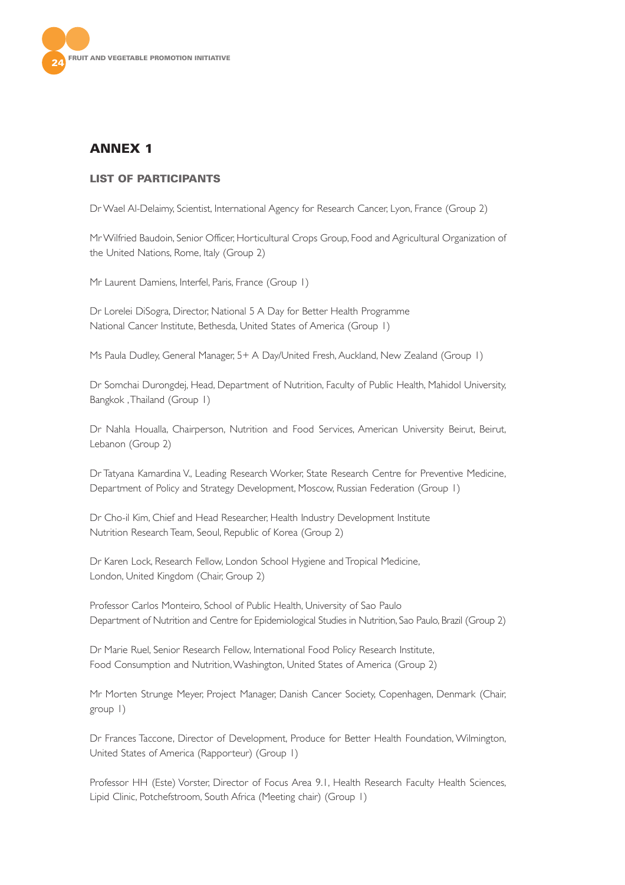# ANNEX 1

## LIST OF PARTICIPANTS

Dr Wael Al-Delaimy, Scientist, International Agency for Research Cancer, Lyon, France (Group 2)

Mr Wilfried Baudoin, Senior Officer, Horticultural Crops Group, Food and Agricultural Organization of the United Nations, Rome, Italy (Group 2)

Mr Laurent Damiens, Interfel, Paris, France (Group 1)

Dr Lorelei DiSogra, Director, National 5 A Day for Better Health Programme
National Cancer Institute, Bethesda, United States of America (Group 1)

Ms Paula Dudley, General Manager, 5+ A Day/United Fresh, Auckland, New Zealand (Group 1)

Dr Somchai Durongdej, Head, Department of Nutrition, Faculty of Public Health, Mahidol University, Bangkok , Thailand (Group 1)

Dr Nahla Houalla, Chairperson, Nutrition and Food Services, American University Beirut, Beirut, Lebanon (Group 2)

Dr Tatyana Kamardina V., Leading Research Worker, State Research Centre for Preventive Medicine, Department of Policy and Strategy Development, Moscow, Russian Federation (Group 1)

Dr Cho-il Kim, Chief and Head Researcher, Health Industry Development Institute
Nutrition Research Team, Seoul, Republic of Korea (Group 2)

Dr Karen Lock, Research Fellow, London School Hygiene and Tropical Medicine,
London, United Kingdom (Chair, Group 2)

Professor Carlos Monteiro, School of Public Health, University of Sao Paulo
Department of Nutrition and Centre for Epidemiological Studies in Nutrition, Sao Paulo, Brazil (Group 2)

Dr Marie Ruel, Senior Research Fellow, International Food Policy Research Institute,
Food Consumption and Nutrition, Washington, United States of America (Group 2)

Mr Morten Strunge Meyer, Project Manager, Danish Cancer Society, Copenhagen, Denmark (Chair, group 1)

Dr Frances Taccone, Director of Development, Produce for Better Health Foundation, Wilmington, United States of America (Rapporteur) (Group 1)

Professor HH (Este) Vorster, Director of Focus Area 9.1, Health Research Faculty Health Sciences, Lipid Clinic, Potchefstroom, South Africa (Meeting chair) (Group 1)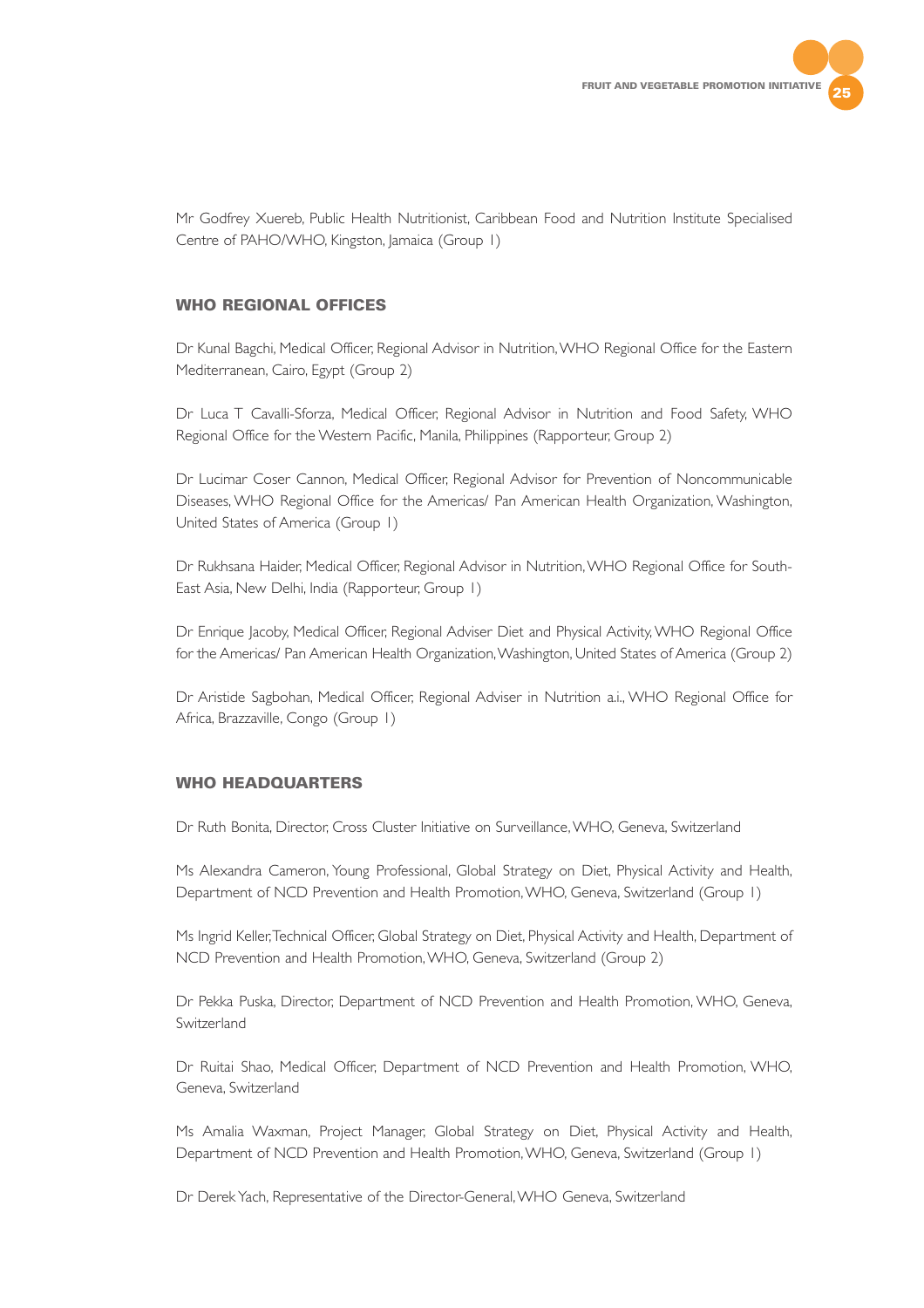Mr Godfrey Xuereb, Public Health Nutritionist, Caribbean Food and Nutrition Institute Specialised Centre of PAHO/WHO, Kingston, Jamaica (Group 1)

## WHO REGIONAL OFFICES

Dr Kunal Bagchi, Medical Officer, Regional Advisor in Nutrition, WHO Regional Office for the Eastern Mediterranean, Cairo, Egypt (Group 2)

Dr Luca T Cavalli-Sforza, Medical Officer, Regional Advisor in Nutrition and Food Safety, WHO Regional Office for the Western Pacific, Manila, Philippines (Rapporteur, Group 2)

Dr Lucimar Coser Cannon, Medical Officer, Regional Advisor for Prevention of Noncommunicable Diseases, WHO Regional Office for the Americas/ Pan American Health Organization, Washington, United States of America (Group 1)

Dr Rukhsana Haider, Medical Officer, Regional Advisor in Nutrition, WHO Regional Office for South-East Asia, New Delhi, India (Rapporteur, Group 1)

Dr Enrique Jacoby, Medical Officer, Regional Adviser Diet and Physical Activity, WHO Regional Office for the Americas/ Pan American Health Organization, Washington, United States of America (Group 2)

Dr Aristide Sagbohan, Medical Officer, Regional Adviser in Nutrition a.i., WHO Regional Office for Africa, Brazzaville, Congo (Group 1)

## WHO HEADQUARTERS

Dr Ruth Bonita, Director, Cross Cluster Initiative on Surveillance, WHO, Geneva, Switzerland

Ms Alexandra Cameron, Young Professional, Global Strategy on Diet, Physical Activity and Health, Department of NCD Prevention and Health Promotion, WHO, Geneva, Switzerland (Group 1)

Ms Ingrid Keller, Technical Officer, Global Strategy on Diet, Physical Activity and Health, Department of NCD Prevention and Health Promotion, WHO, Geneva, Switzerland (Group 2)

Dr Pekka Puska, Director, Department of NCD Prevention and Health Promotion, WHO, Geneva, Switzerland

Dr Ruitai Shao, Medical Officer, Department of NCD Prevention and Health Promotion, WHO, Geneva, Switzerland

Ms Amalia Waxman, Project Manager, Global Strategy on Diet, Physical Activity and Health, Department of NCD Prevention and Health Promotion, WHO, Geneva, Switzerland (Group 1)

Dr Derek Yach, Representative of the Director-General, WHO Geneva, Switzerland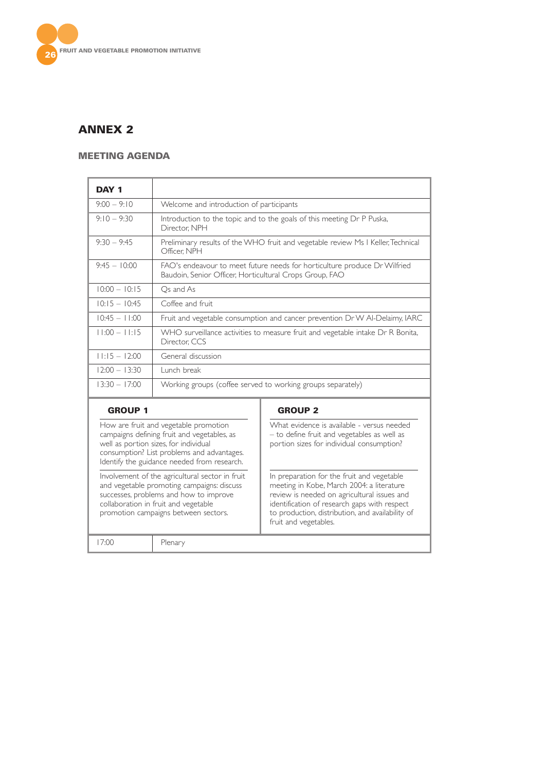## ANNEX 2

### MEETING AGENDA

| DAY 1 | |
|---|---|
| 9:00 – 9:10 | Welcome and introduction of participants |
| 9:10 – 9:30 | Introduction to the topic and to the goals of this meeting Dr P Puska, Director, NPH |
| 9:30 – 9:45 | Preliminary results of the WHO fruit and vegetable review Ms I Keller, Technical Officer, NPH |
| 9:45 – 10:00 | FAO's endeavour to meet future needs for horticulture produce Dr Wilfried Baudoin, Senior Officer, Horticultural Crops Group, FAO |
| 10:00 – 10:15 | Qs and As |
| 10:15 – 10:45 | Coffee and fruit |
| 10:45 – 11:00 | Fruit and vegetable consumption and cancer prevention Dr W Al-Delaimy, IARC |
| 11:00 – 11:15 | WHO surveillance activities to measure fruit and vegetable intake Dr R Bonita, Director, CCS |
| 11:15 – 12:00 | General discussion |
| 12:00 – 13:30 | Lunch break |
| 13:30 – 17:00 | Working groups (coffee served to working groups separately) |

| GROUP 1 | GROUP 2 |
|---|---|
| How are fruit and vegetable promotion campaigns defining fruit and vegetables, as well as portion sizes, for individual consumption? List problems and advantages. Identify the guidance needed from research. | What evidence is available - versus needed – to define fruit and vegetables as well as portion sizes for individual consumption? |
| Involvement of the agricultural sector in fruit and vegetable promoting campaigns: discuss successes, problems and how to improve collaboration in fruit and vegetable promotion campaigns between sectors. | In preparation for the fruit and vegetable meeting in Kobe, March 2004: a literature review is needed on agricultural issues and identification of research gaps with respect to production, distribution, and availability of fruit and vegetables. |

| | |
|---|---|
| 17:00 | Plenary |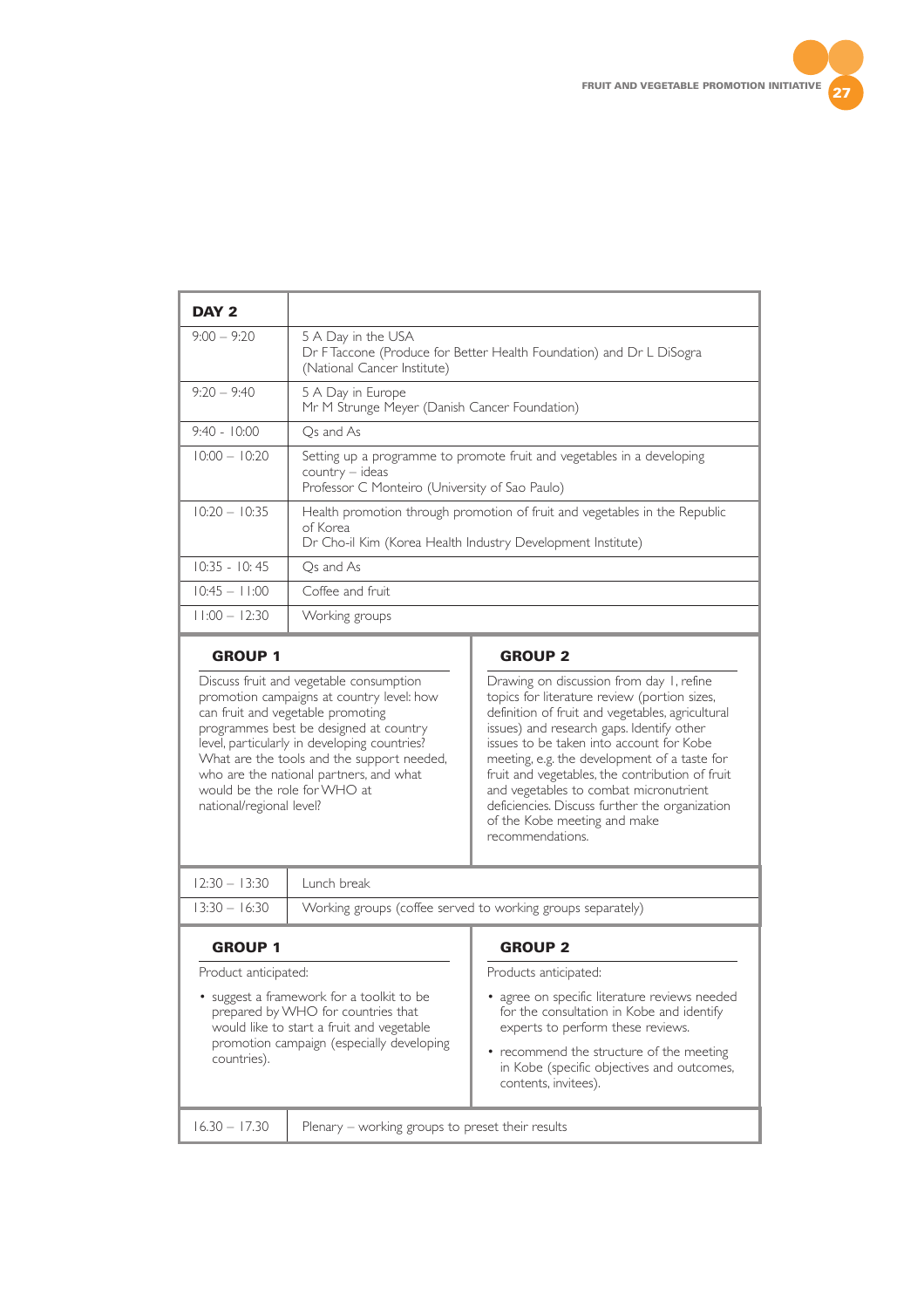| DAY 2 | |
|---|---|
| 9:00 – 9:20 | 5 A Day in the USA<br>Dr F Taccone (Produce for Better Health Foundation) and Dr L DiSogra (National Cancer Institute) |
| 9:20 – 9:40 | 5 A Day in Europe<br>Mr M Strunge Meyer (Danish Cancer Foundation) |
| 9:40 - 10:00 | Qs and As |
| 10:00 – 10:20 | Setting up a programme to promote fruit and vegetables in a developing country – ideas<br>Professor C Monteiro (University of Sao Paulo) |
| 10:20 – 10:35 | Health promotion through promotion of fruit and vegetables in the Republic of Korea<br>Dr Cho-il Kim (Korea Health Industry Development Institute) |
| 10:35 - 10: 45 | Qs and As |
| 10:45 – 11:00 | Coffee and fruit |
| 11:00 – 12:30 | Working groups |

**GROUP 1**

Discuss fruit and vegetable consumption promotion campaigns at country level: how can fruit and vegetable promoting programmes best be designed at country level, particularly in developing countries? What are the tools and the support needed, who are the national partners, and what would be the role for WHO at national/regional level?

**GROUP 2**

Drawing on discussion from day 1, refine topics for literature review (portion sizes, definition of fruit and vegetables, agricultural issues) and research gaps. Identify other issues to be taken into account for Kobe meeting, e.g. the development of a taste for fruit and vegetables, the contribution of fruit and vegetables to combat micronutrient deficiencies. Discuss further the organization of the Kobe meeting and make recommendations.

| | |
|---|---|
| 12:30 – 13:30 | Lunch break |
| 13:30 – 16:30 | Working groups (coffee served to working groups separately) |

**GROUP 1**

Product anticipated:

- suggest a framework for a toolkit to be prepared by WHO for countries that would like to start a fruit and vegetable promotion campaign (especially developing countries).

**GROUP 2**

Products anticipated:

- agree on specific literature reviews needed for the consultation in Kobe and identify experts to perform these reviews.
- recommend the structure of the meeting in Kobe (specific objectives and outcomes, contents, invitees).

| | |
|---|---|
| 16.30 – 17.30 | Plenary – working groups to preset their results |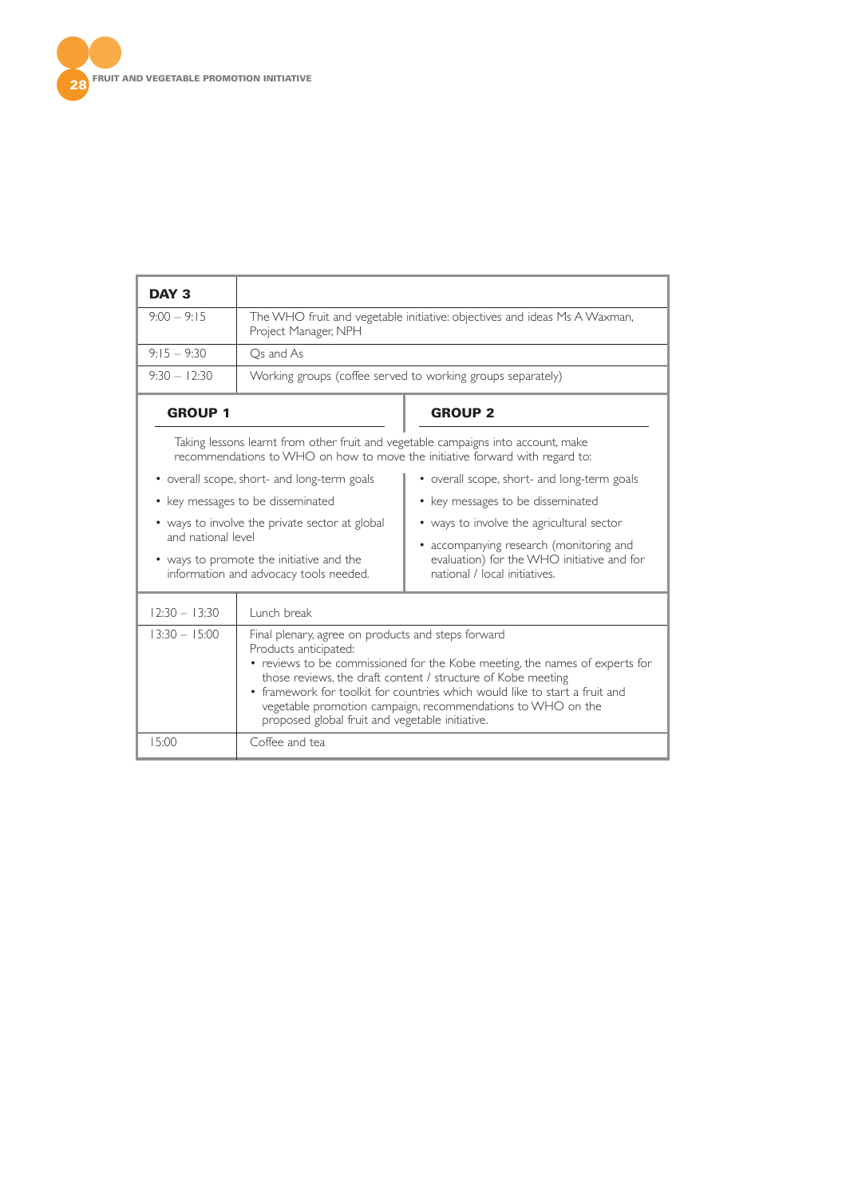| DAY 3 | |
|---|---|
| 9:00 – 9:15 | The WHO fruit and vegetable initiative: objectives and ideas Ms A Waxman, Project Manager, NPH |
| 9:15 – 9:30 | Qs and As |
| 9:30 – 12:30 | Working groups (coffee served to working groups separately) |

| GROUP 1 | GROUP 2 |
|---|---|
| Taking lessons learnt from other fruit and vegetable campaigns into account, make recommendations to WHO on how to move the initiative forward with regard to: | |
| • overall scope, short- and long-term goals<br>• key messages to be disseminated<br>• ways to involve the private sector at global and national level<br>• ways to promote the initiative and the information and advocacy tools needed. | • overall scope, short- and long-term goals<br>• key messages to be disseminated<br>• ways to involve the agricultural sector<br>• accompanying research (monitoring and evaluation) for the WHO initiative and for national / local initiatives. |

| | |
|---|---|
| 12:30 – 13:30 | Lunch break |
| 13:30 – 15:00 | Final plenary, agree on products and steps forward<br>Products anticipated:<br>• reviews to be commissioned for the Kobe meeting, the names of experts for those reviews, the draft content / structure of Kobe meeting<br>• framework for toolkit for countries which would like to start a fruit and vegetable promotion campaign, recommendations to WHO on the proposed global fruit and vegetable initiative. |
| 15:00 | Coffee and tea |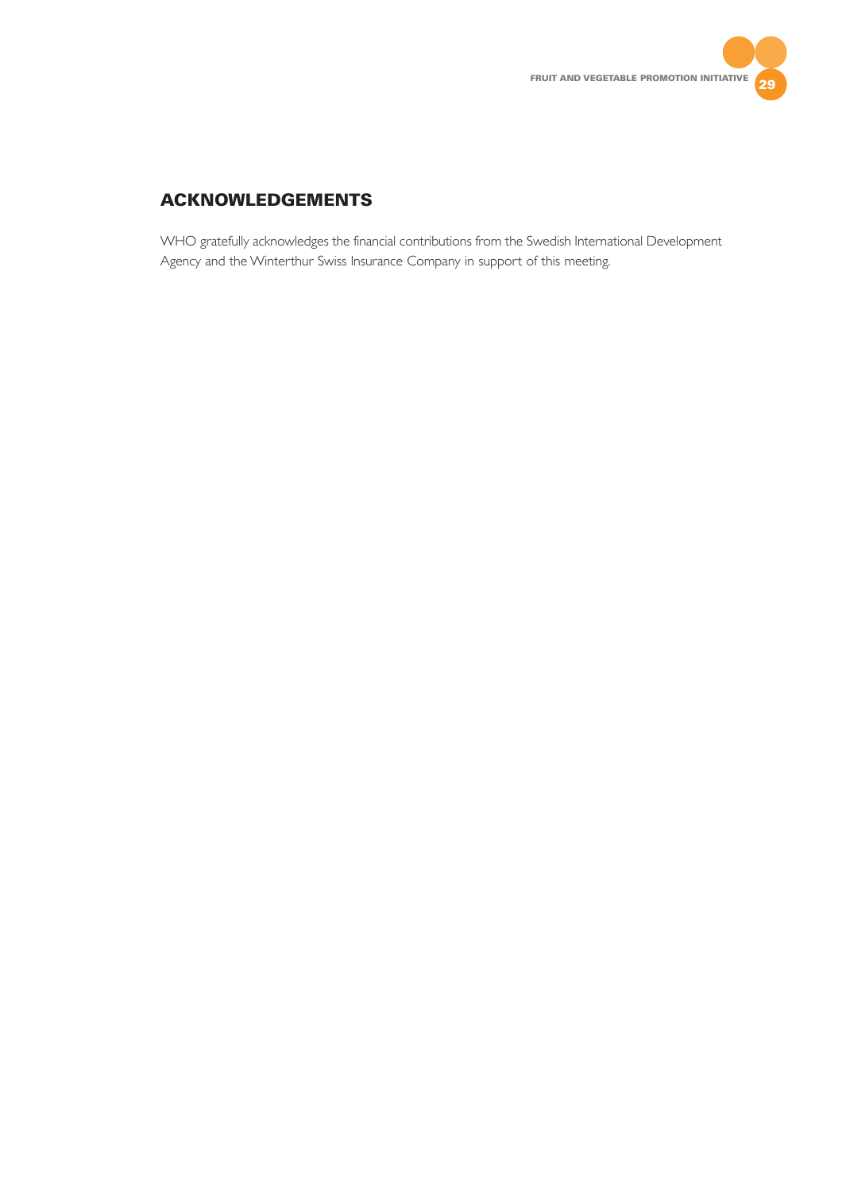## ACKNOWLEDGEMENTS

WHO gratefully acknowledges the financial contributions from the Swedish International Development Agency and the Winterthur Swiss Insurance Company in support of this meeting.